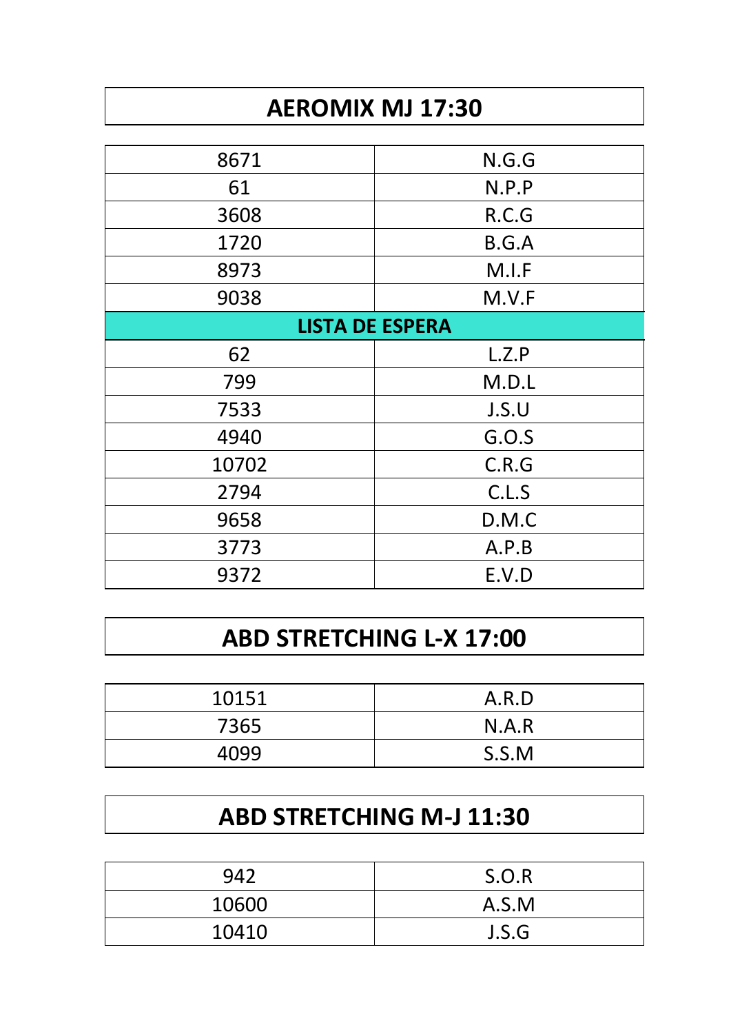## AEROMIX MJ 17:30

| | |
|---|---|
| 8671 | N.G.G |
| 61 | N.P.P |
| 3608 | R.C.G |
| 1720 | B.G.A |
| 8973 | M.I.F |
| 9038 | M.V.F |
| **LISTA DE ESPERA** | |
| 62 | L.Z.P |
| 799 | M.D.L |
| 7533 | J.S.U |
| 4940 | G.O.S |
| 10702 | C.R.G |
| 2794 | C.L.S |
| 9658 | D.M.C |
| 3773 | A.P.B |
| 9372 | E.V.D |

## ABD STRETCHING L-X 17:00

| | |
|---|---|
| 10151 | A.R.D |
| 7365 | N.A.R |
| 4099 | S.S.M |

## ABD STRETCHING M-J 11:30

| | |
|---|---|
| 942 | S.O.R |
| 10600 | A.S.M |
| 10410 | J.S.G |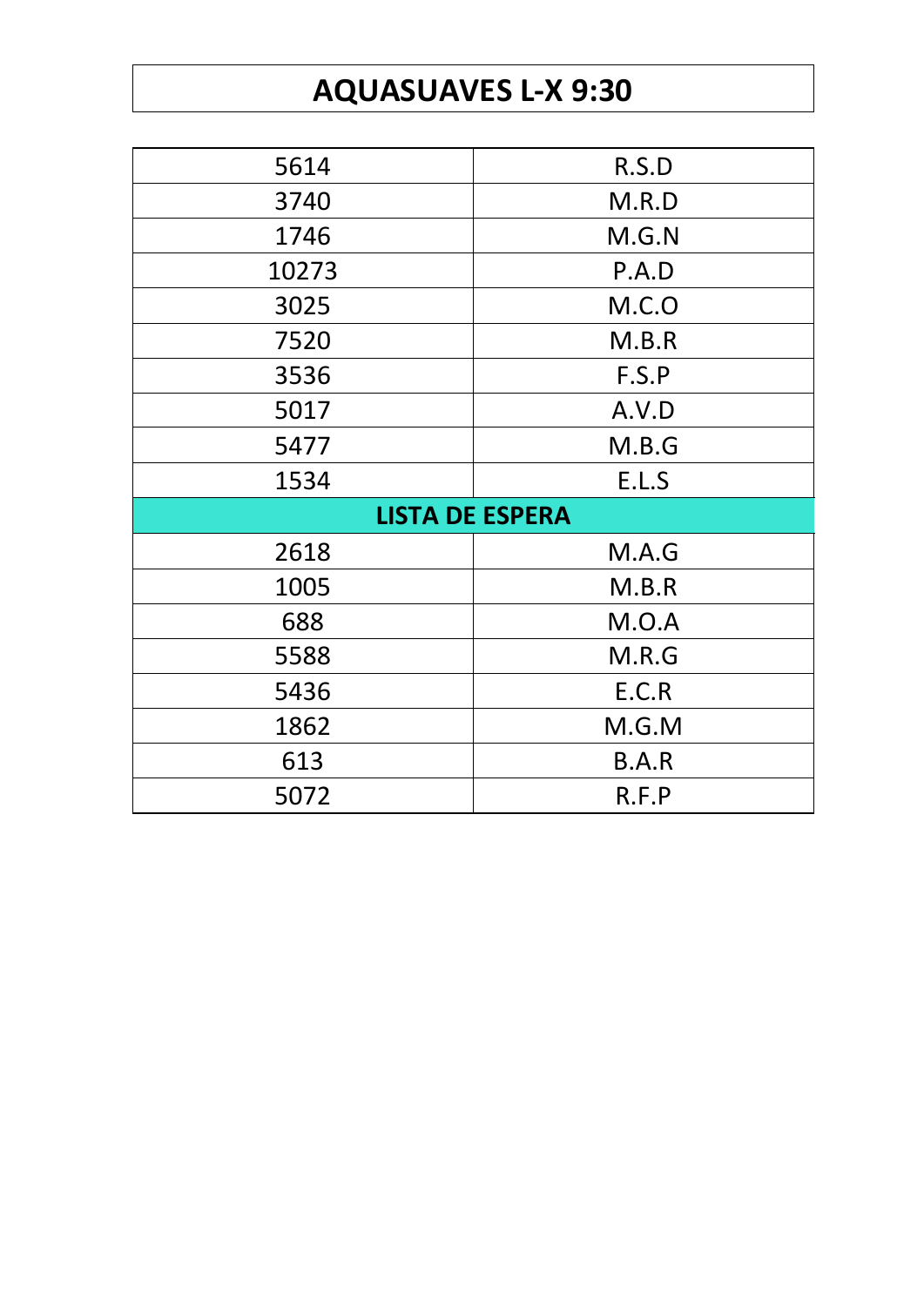# AQUASUAVES L-X 9:30

| | |
|---|---|
| 5614 | R.S.D |
| 3740 | M.R.D |
| 1746 | M.G.N |
| 10273 | P.A.D |
| 3025 | M.C.O |
| 7520 | M.B.R |
| 3536 | F.S.P |
| 5017 | A.V.D |
| 5477 | M.B.G |
| 1534 | E.L.S |
| **LISTA DE ESPERA** | |
| 2618 | M.A.G |
| 1005 | M.B.R |
| 688 | M.O.A |
| 5588 | M.R.G |
| 5436 | E.C.R |
| 1862 | M.G.M |
| 613 | B.A.R |
| 5072 | R.F.P |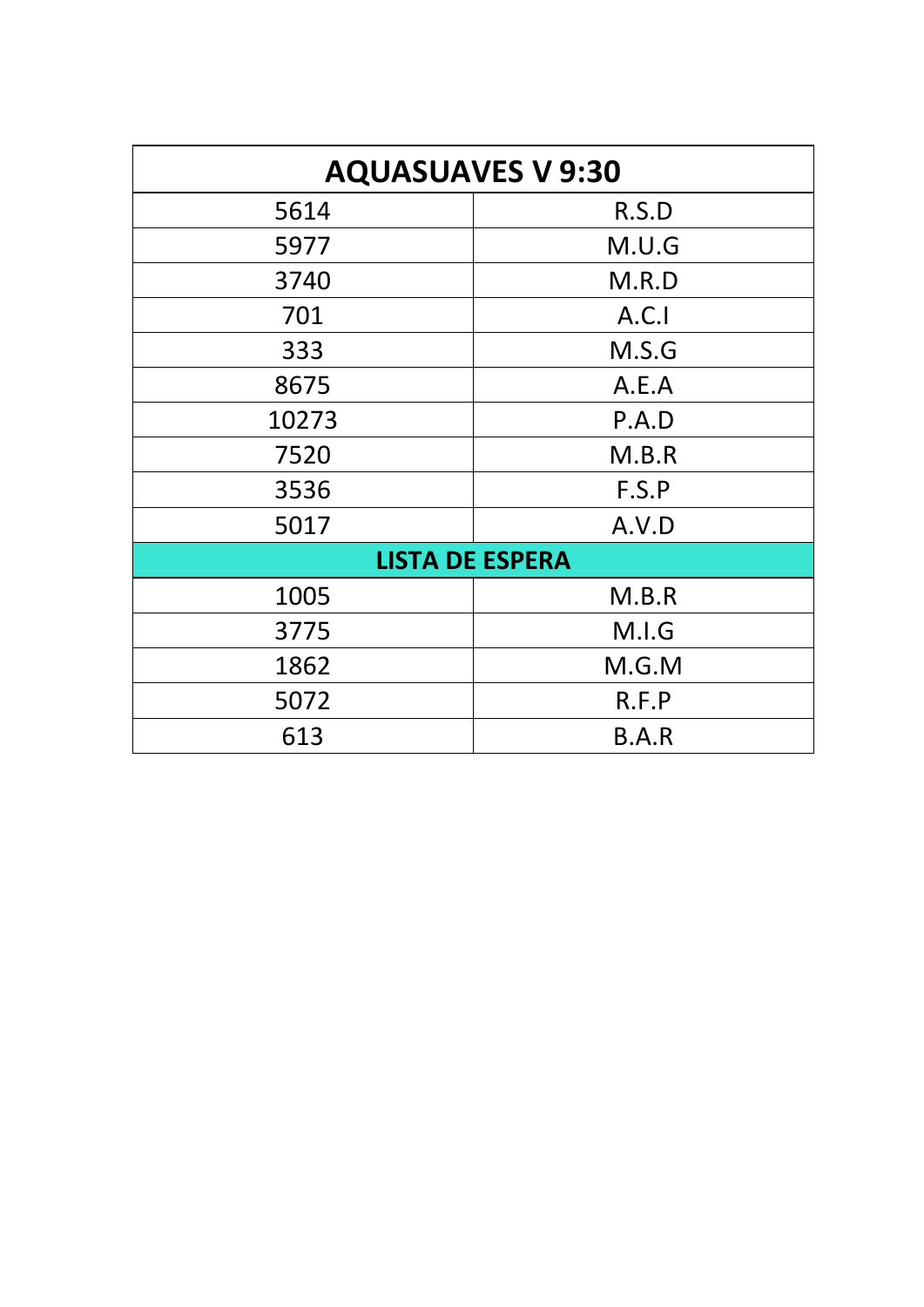| AQUASUAVES V 9:30 | |
|---|---|
| 5614 | R.S.D |
| 5977 | M.U.G |
| 3740 | M.R.D |
| 701 | A.C.I |
| 333 | M.S.G |
| 8675 | A.E.A |
| 10273 | P.A.D |
| 7520 | M.B.R |
| 3536 | F.S.P |
| 5017 | A.V.D |
| **LISTA DE ESPERA** | |
| 1005 | M.B.R |
| 3775 | M.I.G |
| 1862 | M.G.M |
| 5072 | R.F.P |
| 613 | B.A.R |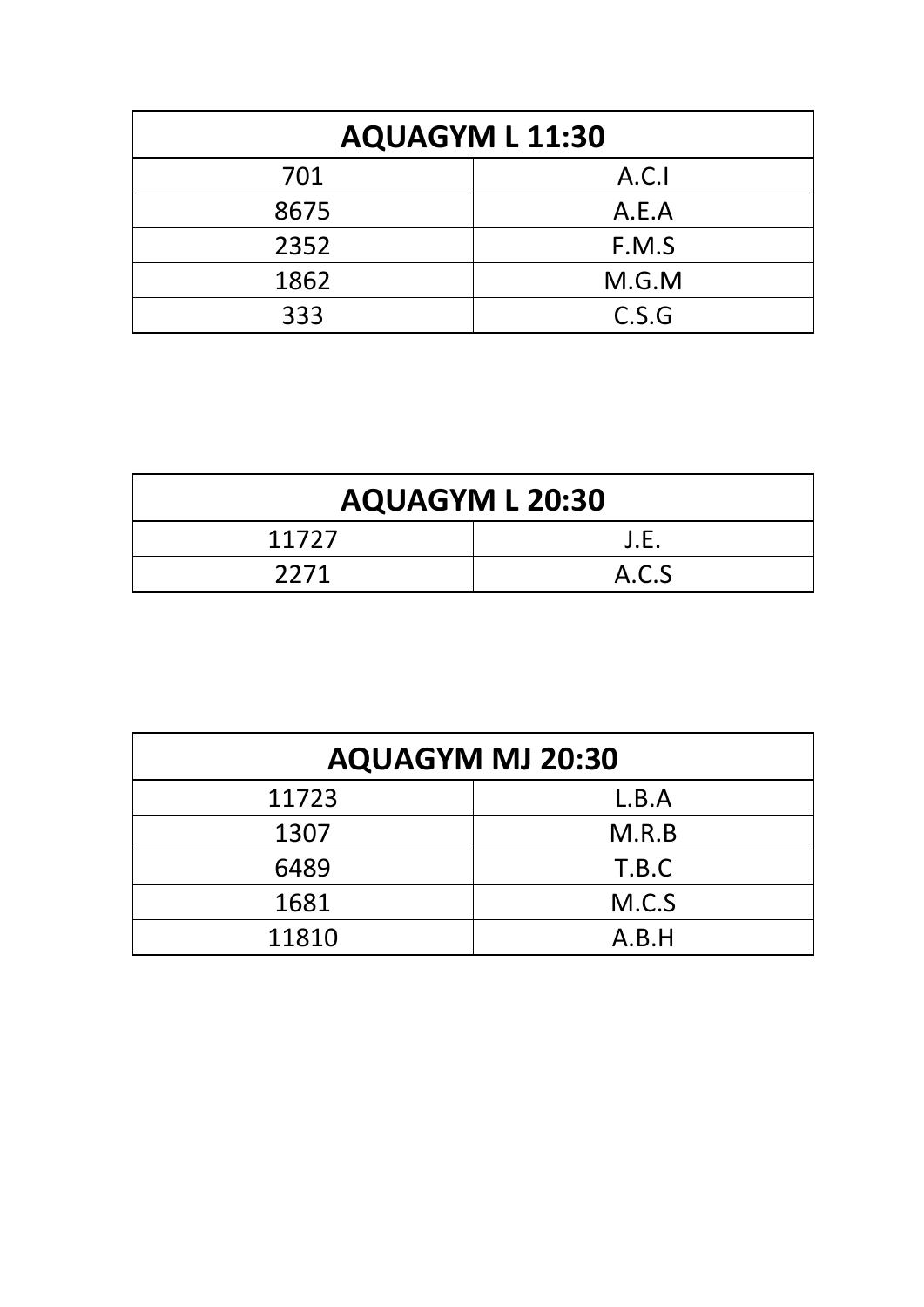| AQUAGYM L 11:30 | |
|---|---|
| 701 | A.C.I |
| 8675 | A.E.A |
| 2352 | F.M.S |
| 1862 | M.G.M |
| 333 | C.S.G |

| AQUAGYM L 20:30 | |
|---|---|
| 11727 | J.E. |
| 2271 | A.C.S |

| AQUAGYM MJ 20:30 | |
|---|---|
| 11723 | L.B.A |
| 1307 | M.R.B |
| 6489 | T.B.C |
| 1681 | M.C.S |
| 11810 | A.B.H |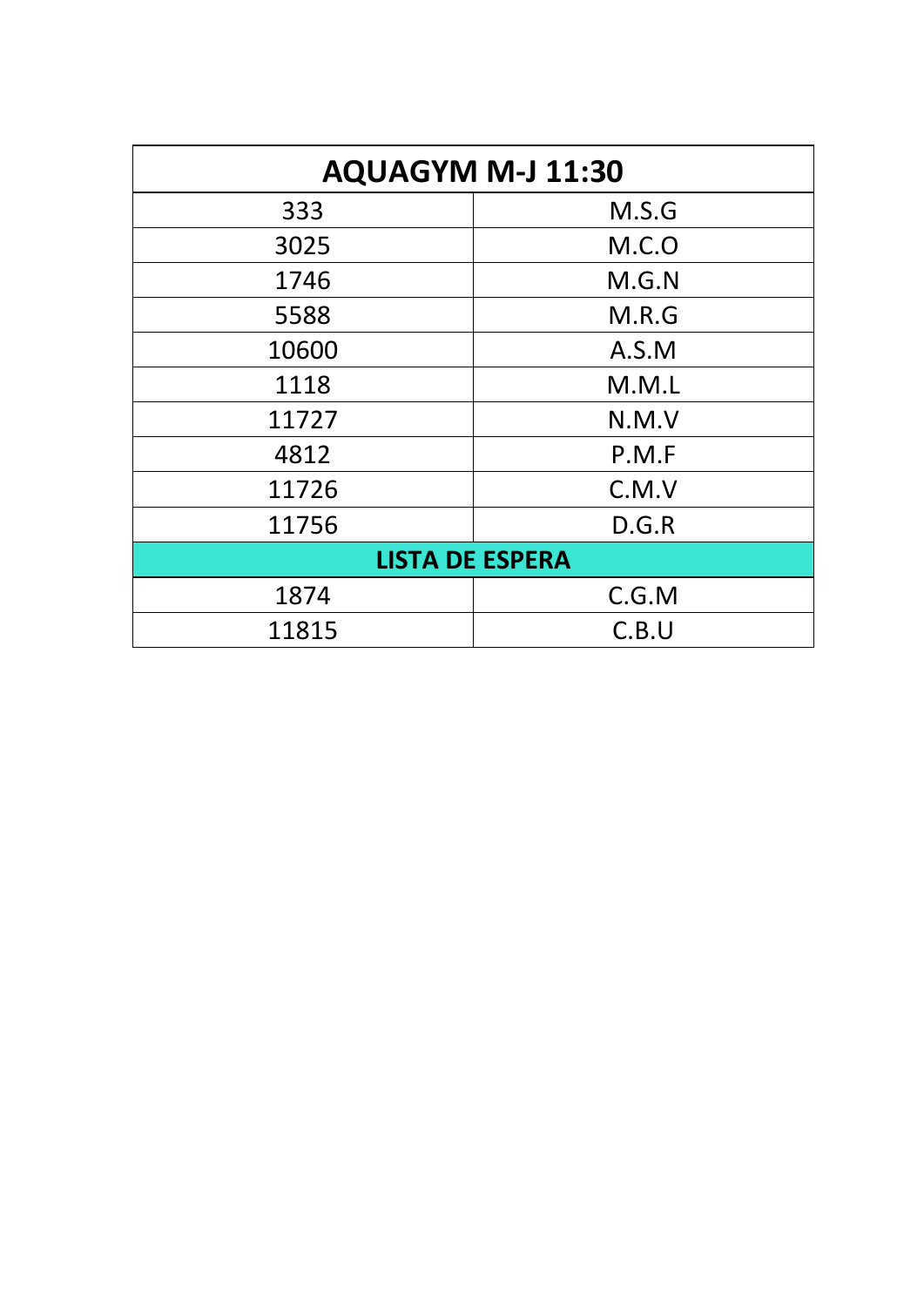| AQUAGYM M-J 11:30 | |
|---|---|
| 333 | M.S.G |
| 3025 | M.C.O |
| 1746 | M.G.N |
| 5588 | M.R.G |
| 10600 | A.S.M |
| 1118 | M.M.L |
| 11727 | N.M.V |
| 4812 | P.M.F |
| 11726 | C.M.V |
| 11756 | D.G.R |
| **LISTA DE ESPERA** | |
| 1874 | C.G.M |
| 11815 | C.B.U |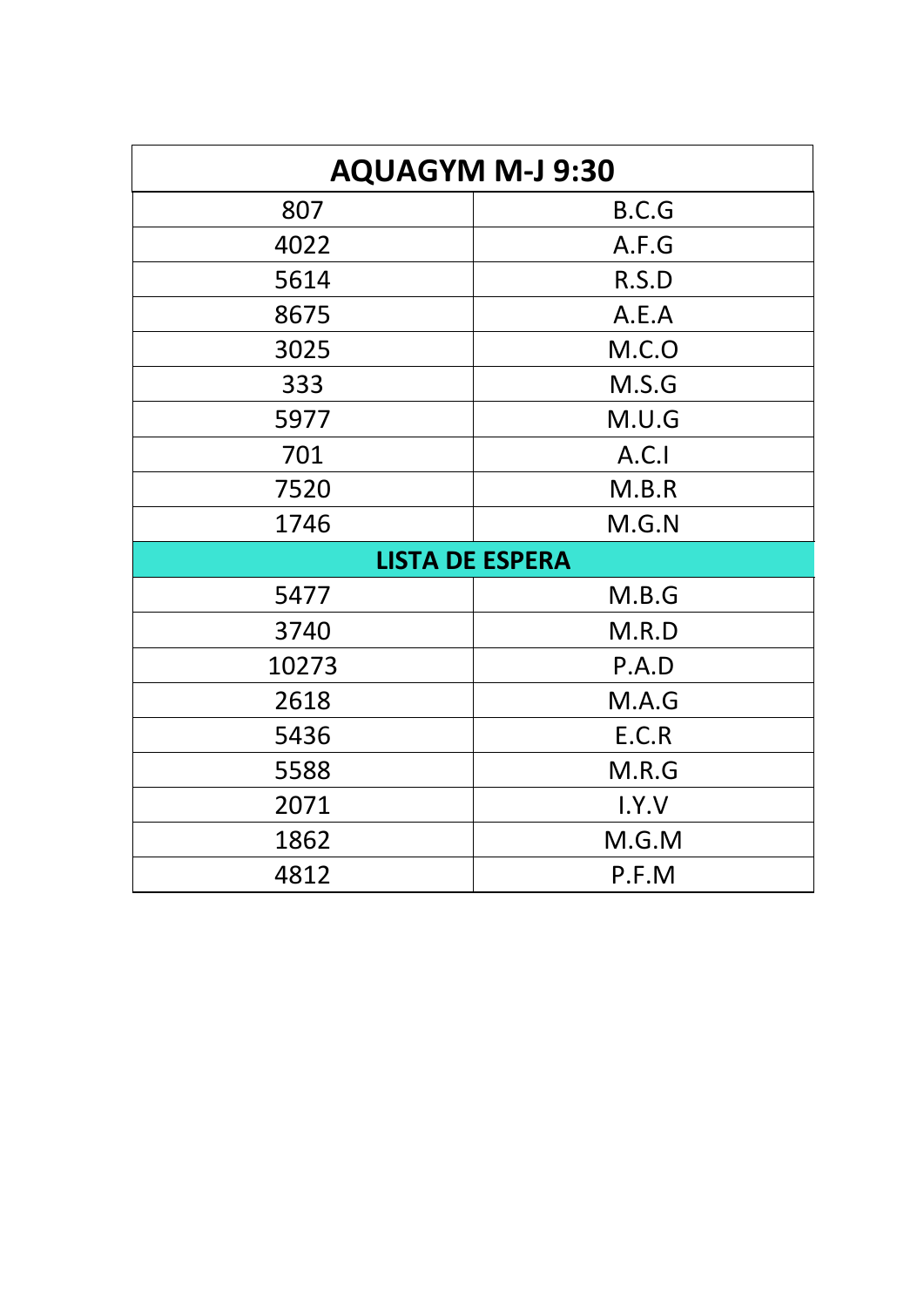| AQUAGYM M-J 9:30 | |
|---|---|
| 807 | B.C.G |
| 4022 | A.F.G |
| 5614 | R.S.D |
| 8675 | A.E.A |
| 3025 | M.C.O |
| 333 | M.S.G |
| 5977 | M.U.G |
| 701 | A.C.I |
| 7520 | M.B.R |
| 1746 | M.G.N |
| **LISTA DE ESPERA** | |
| 5477 | M.B.G |
| 3740 | M.R.D |
| 10273 | P.A.D |
| 2618 | M.A.G |
| 5436 | E.C.R |
| 5588 | M.R.G |
| 2071 | I.Y.V |
| 1862 | M.G.M |
| 4812 | P.F.M |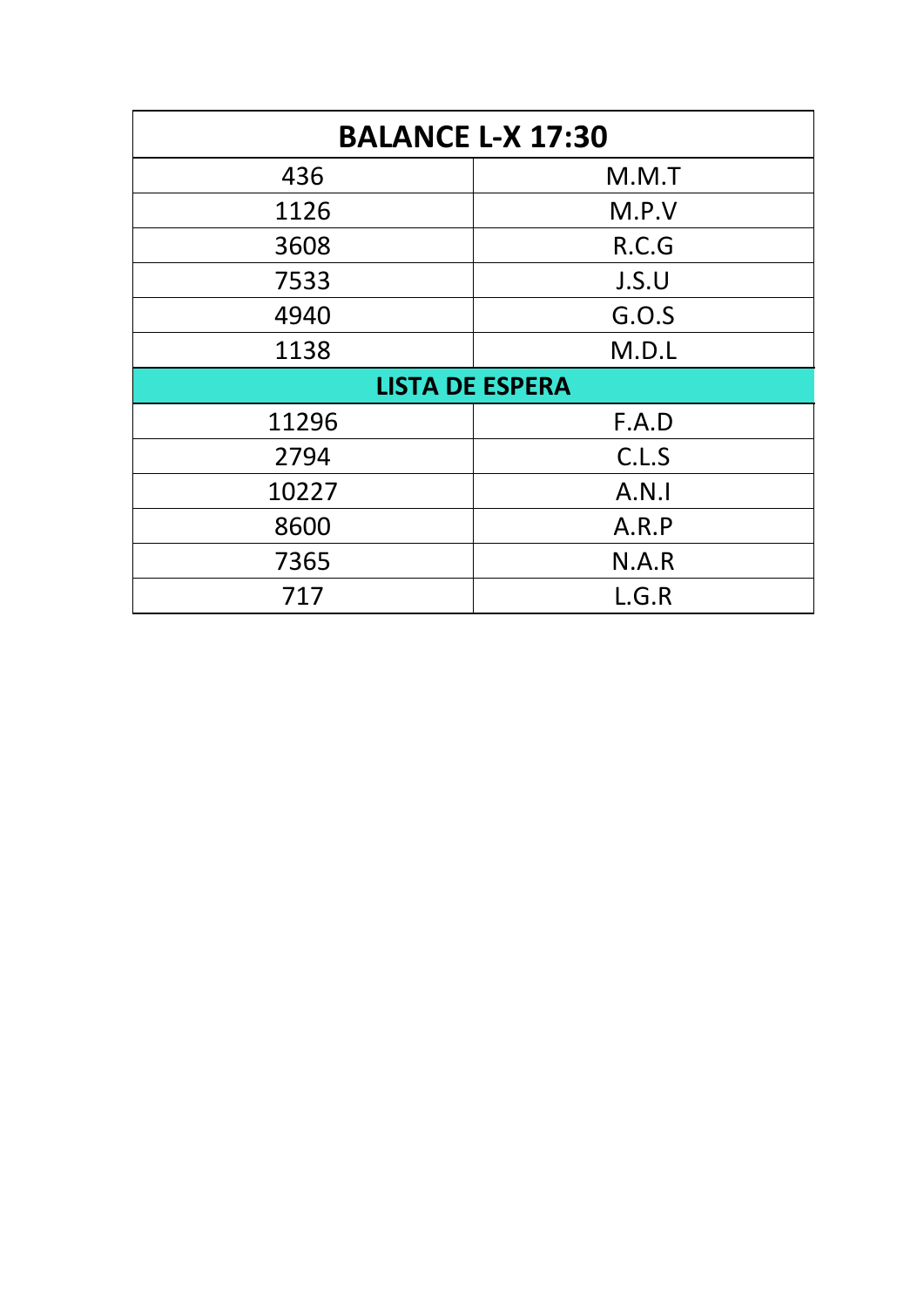| BALANCE L-X 17:30 | |
|---|---|
| 436 | M.M.T |
| 1126 | M.P.V |
| 3608 | R.C.G |
| 7533 | J.S.U |
| 4940 | G.O.S |
| 1138 | M.D.L |
| **LISTA DE ESPERA** | |
| 11296 | F.A.D |
| 2794 | C.L.S |
| 10227 | A.N.I |
| 8600 | A.R.P |
| 7365 | N.A.R |
| 717 | L.G.R |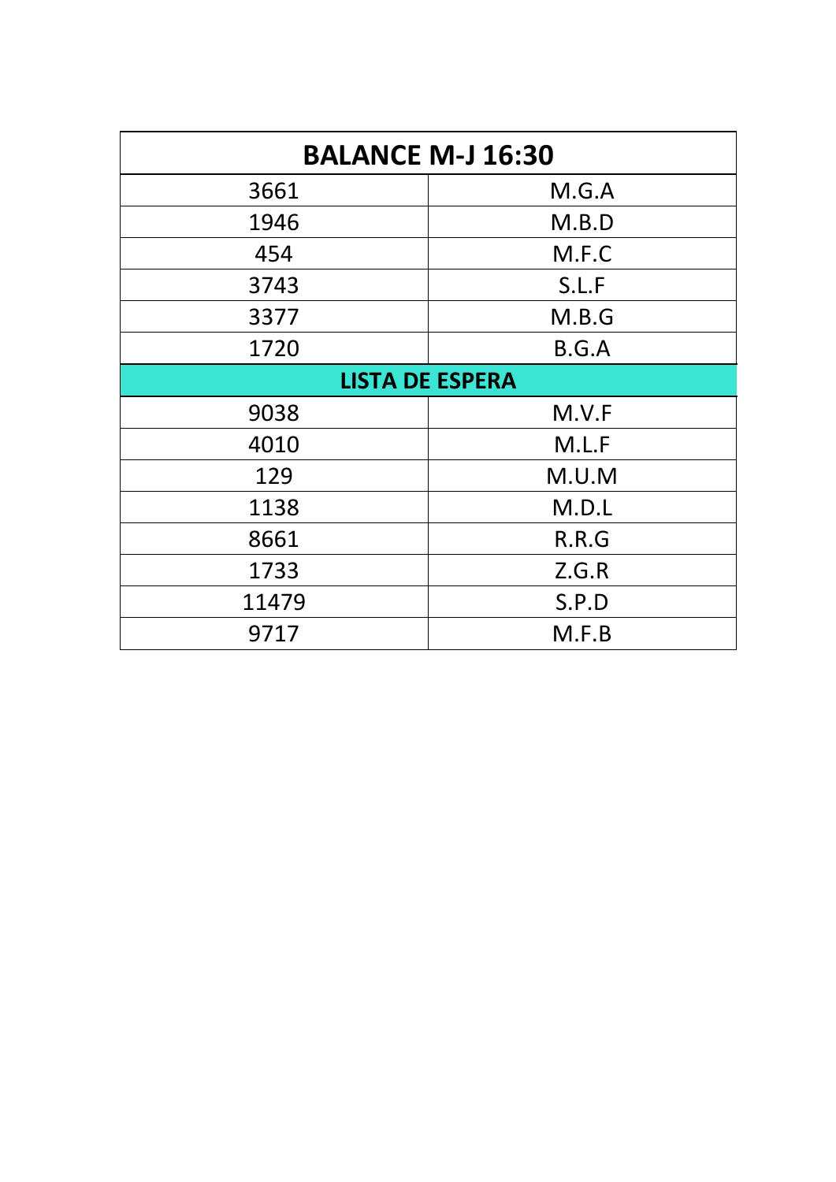| BALANCE M-J 16:30 | |
|---|---|
| 3661 | M.G.A |
| 1946 | M.B.D |
| 454 | M.F.C |
| 3743 | S.L.F |
| 3377 | M.B.G |
| 1720 | B.G.A |
| **LISTA DE ESPERA** | |
| 9038 | M.V.F |
| 4010 | M.L.F |
| 129 | M.U.M |
| 1138 | M.D.L |
| 8661 | R.R.G |
| 1733 | Z.G.R |
| 11479 | S.P.D |
| 9717 | M.F.B |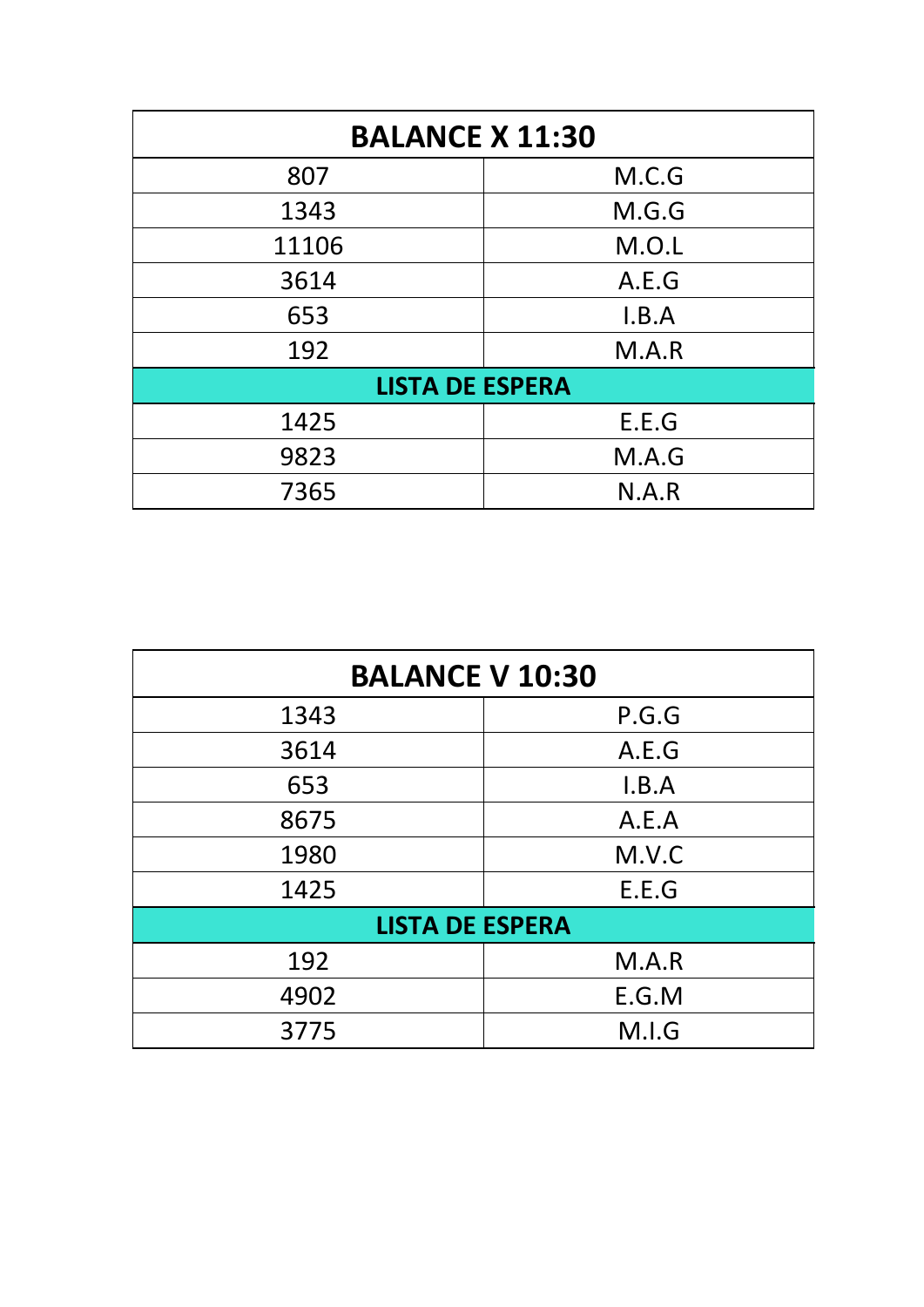| BALANCE X 11:30 | |
|---|---|
| 807 | M.C.G |
| 1343 | M.G.G |
| 11106 | M.O.L |
| 3614 | A.E.G |
| 653 | I.B.A |
| 192 | M.A.R |
| **LISTA DE ESPERA** | |
| 1425 | E.E.G |
| 9823 | M.A.G |
| 7365 | N.A.R |

| BALANCE V 10:30 | |
|---|---|
| 1343 | P.G.G |
| 3614 | A.E.G |
| 653 | I.B.A |
| 8675 | A.E.A |
| 1980 | M.V.C |
| 1425 | E.E.G |
| **LISTA DE ESPERA** | |
| 192 | M.A.R |
| 4902 | E.G.M |
| 3775 | M.I.G |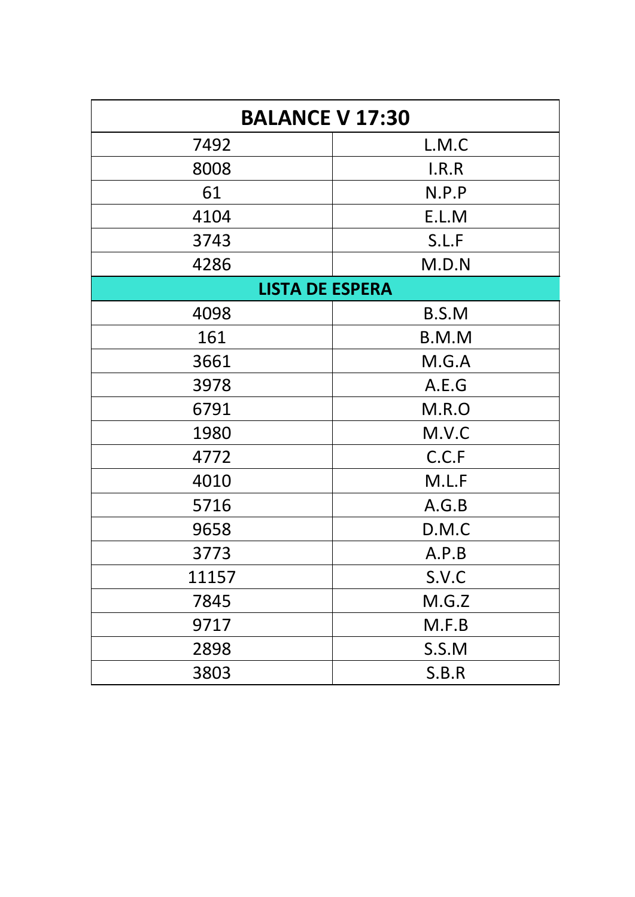| BALANCE V 17:30 | |
|---|---|
| 7492 | L.M.C |
| 8008 | I.R.R |
| 61 | N.P.P |
| 4104 | E.L.M |
| 3743 | S.L.F |
| 4286 | M.D.N |
| **LISTA DE ESPERA** | |
| 4098 | B.S.M |
| 161 | B.M.M |
| 3661 | M.G.A |
| 3978 | A.E.G |
| 6791 | M.R.O |
| 1980 | M.V.C |
| 4772 | C.C.F |
| 4010 | M.L.F |
| 5716 | A.G.B |
| 9658 | D.M.C |
| 3773 | A.P.B |
| 11157 | S.V.C |
| 7845 | M.G.Z |
| 9717 | M.F.B |
| 2898 | S.S.M |
| 3803 | S.B.R |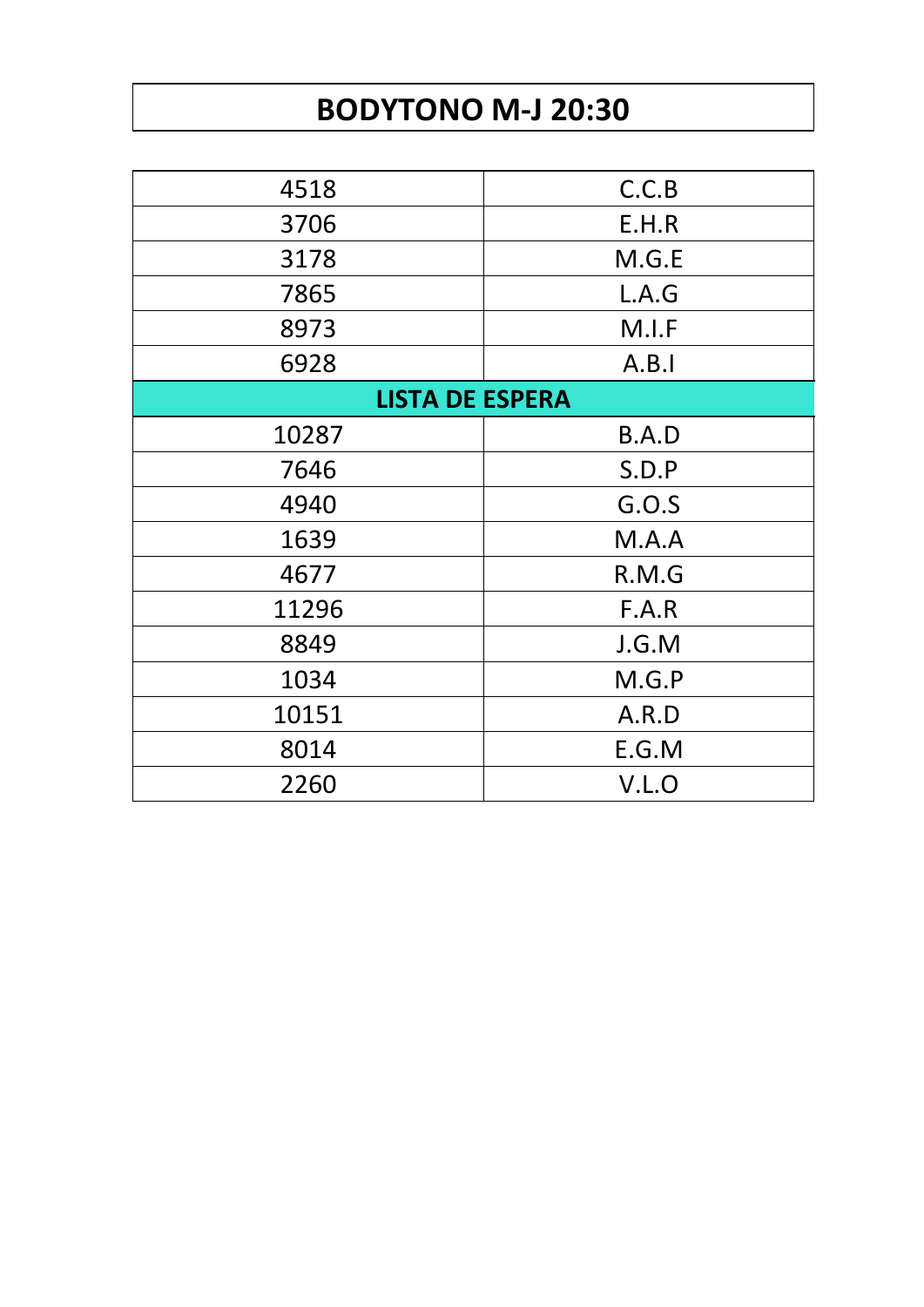# BODYTONO M-J 20:30

| | |
|---|---|
| 4518 | C.C.B |
| 3706 | E.H.R |
| 3178 | M.G.E |
| 7865 | L.A.G |
| 8973 | M.I.F |
| 6928 | A.B.I |
| **LISTA DE ESPERA** | |
| 10287 | B.A.D |
| 7646 | S.D.P |
| 4940 | G.O.S |
| 1639 | M.A.A |
| 4677 | R.M.G |
| 11296 | F.A.R |
| 8849 | J.G.M |
| 1034 | M.G.P |
| 10151 | A.R.D |
| 8014 | E.G.M |
| 2260 | V.L.O |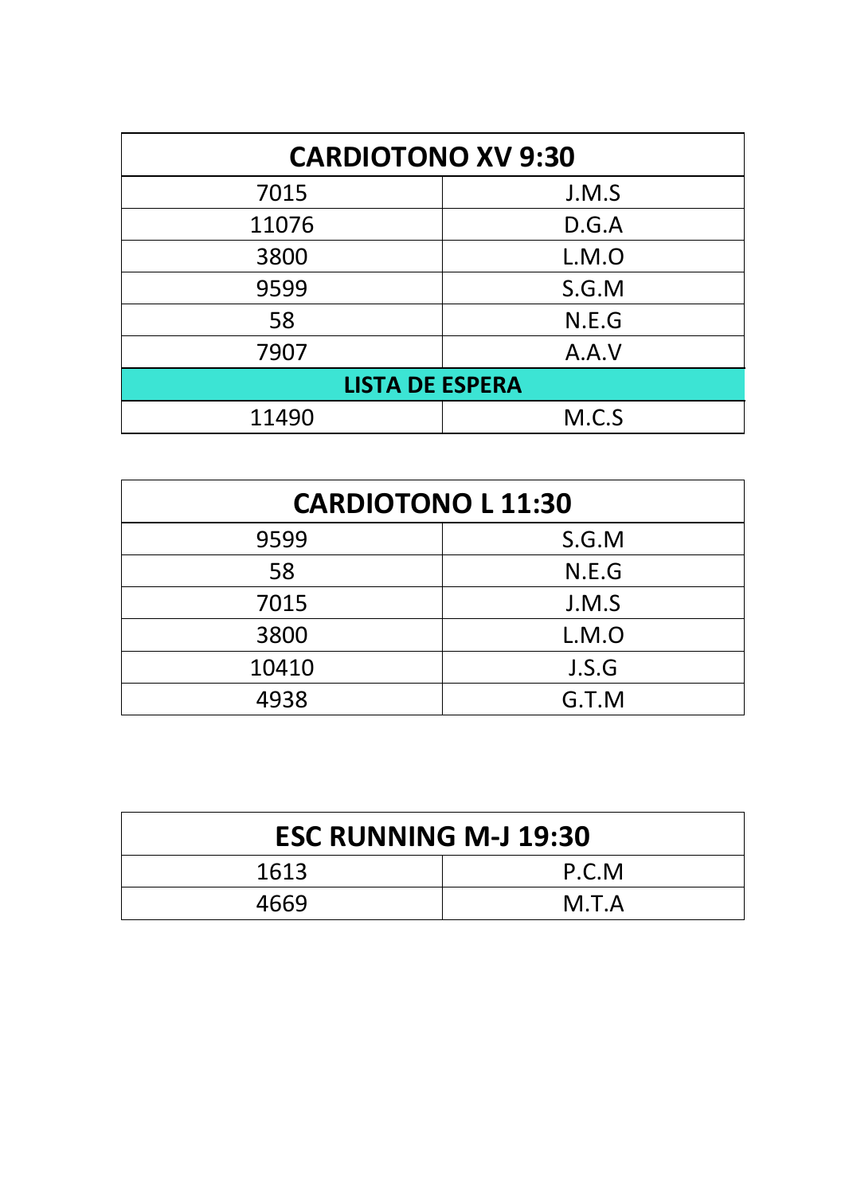| CARDIOTONO XV 9:30 | |
|---|---|
| 7015 | J.M.S |
| 11076 | D.G.A |
| 3800 | L.M.O |
| 9599 | S.G.M |
| 58 | N.E.G |
| 7907 | A.A.V |
| **LISTA DE ESPERA** | |
| 11490 | M.C.S |

| CARDIOTONO L 11:30 | |
|---|---|
| 9599 | S.G.M |
| 58 | N.E.G |
| 7015 | J.M.S |
| 3800 | L.M.O |
| 10410 | J.S.G |
| 4938 | G.T.M |

| ESC RUNNING M-J 19:30 | |
|---|---|
| 1613 | P.C.M |
| 4669 | M.T.A |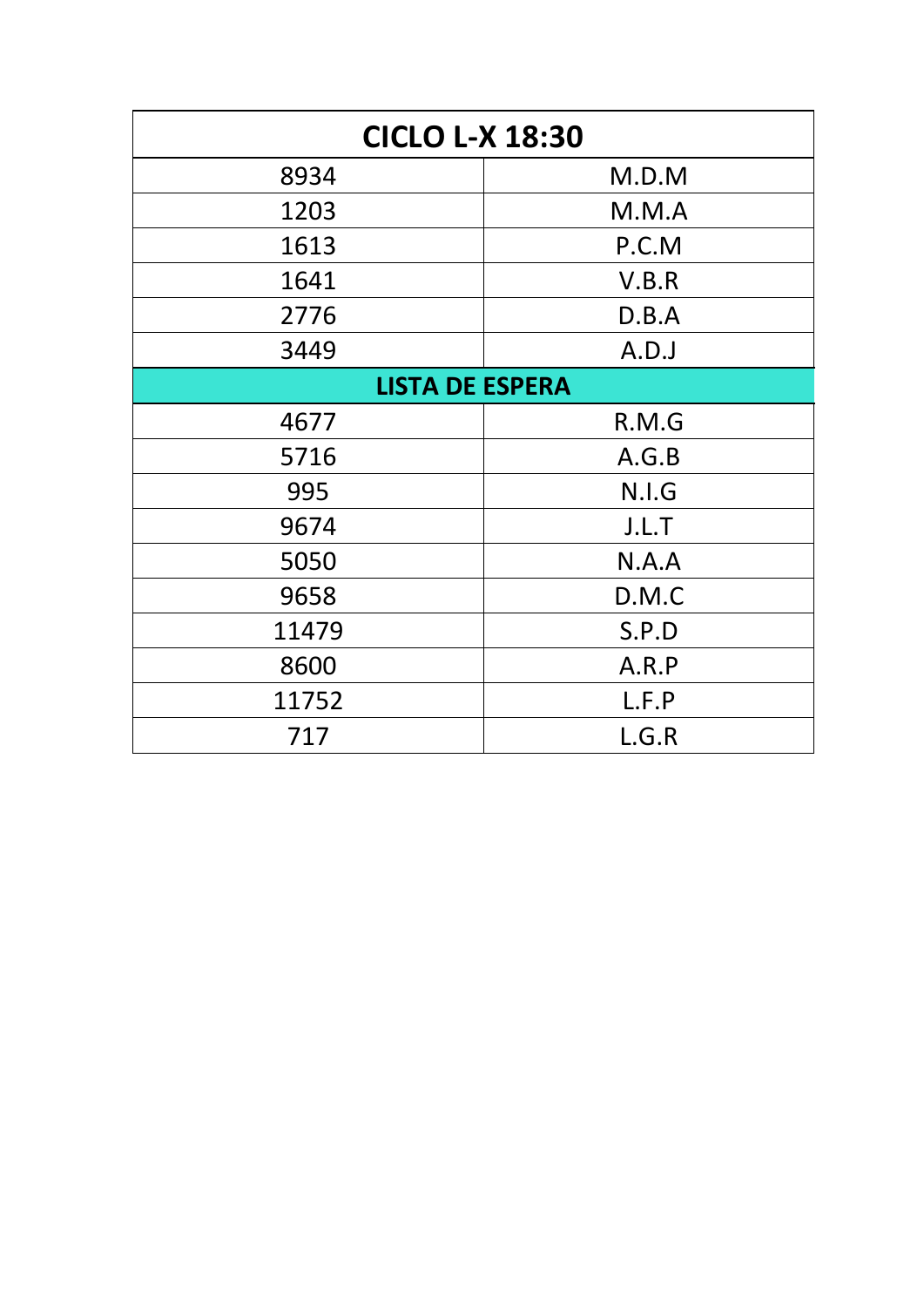| CICLO L-X 18:30 | |
|---|---|
| 8934 | M.D.M |
| 1203 | M.M.A |
| 1613 | P.C.M |
| 1641 | V.B.R |
| 2776 | D.B.A |
| 3449 | A.D.J |
| **LISTA DE ESPERA** | |
| 4677 | R.M.G |
| 5716 | A.G.B |
| 995 | N.I.G |
| 9674 | J.L.T |
| 5050 | N.A.A |
| 9658 | D.M.C |
| 11479 | S.P.D |
| 8600 | A.R.P |
| 11752 | L.F.P |
| 717 | L.G.R |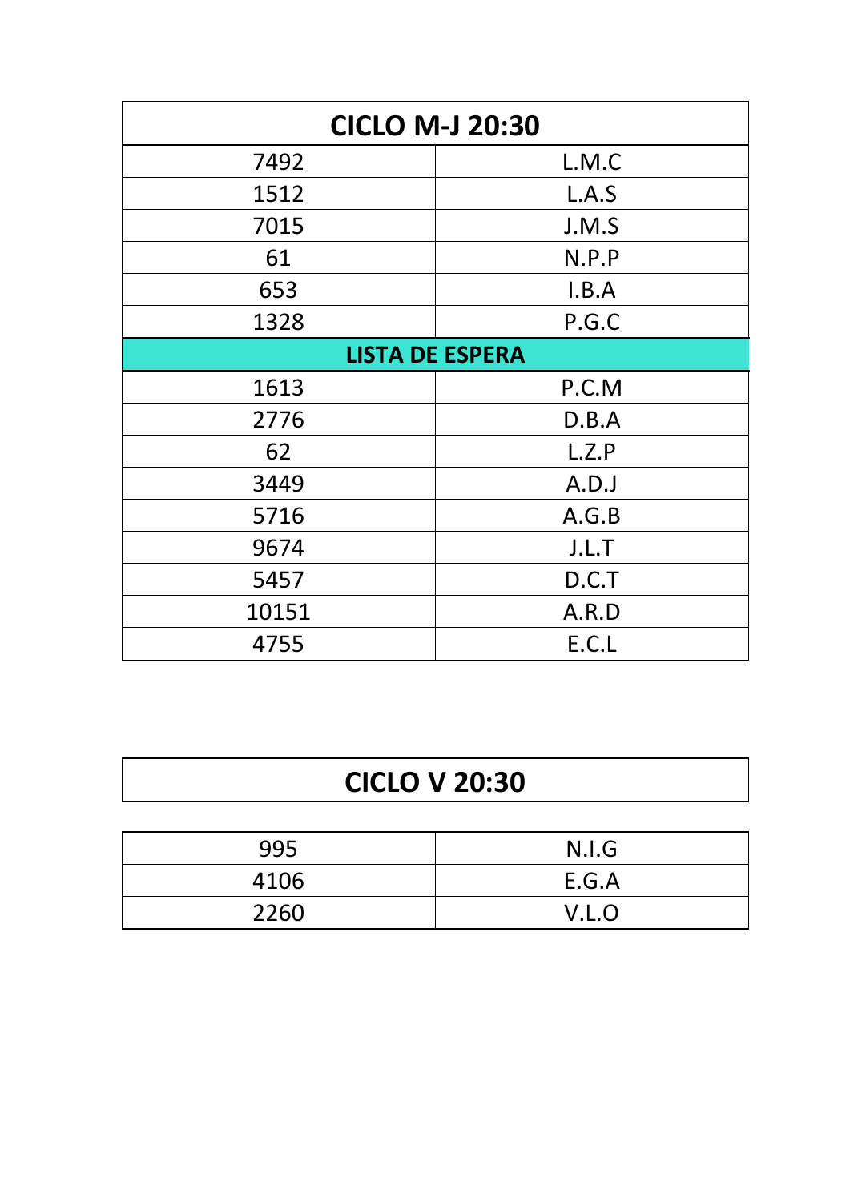| CICLO M-J 20:30 | |
|---|---|
| 7492 | L.M.C |
| 1512 | L.A.S |
| 7015 | J.M.S |
| 61 | N.P.P |
| 653 | I.B.A |
| 1328 | P.G.C |
| **LISTA DE ESPERA** | |
| 1613 | P.C.M |
| 2776 | D.B.A |
| 62 | L.Z.P |
| 3449 | A.D.J |
| 5716 | A.G.B |
| 9674 | J.L.T |
| 5457 | D.C.T |
| 10151 | A.R.D |
| 4755 | E.C.L |

| CICLO V 20:30 | |
|---|---|
| 995 | N.I.G |
| 4106 | E.G.A |
| 2260 | V.L.O |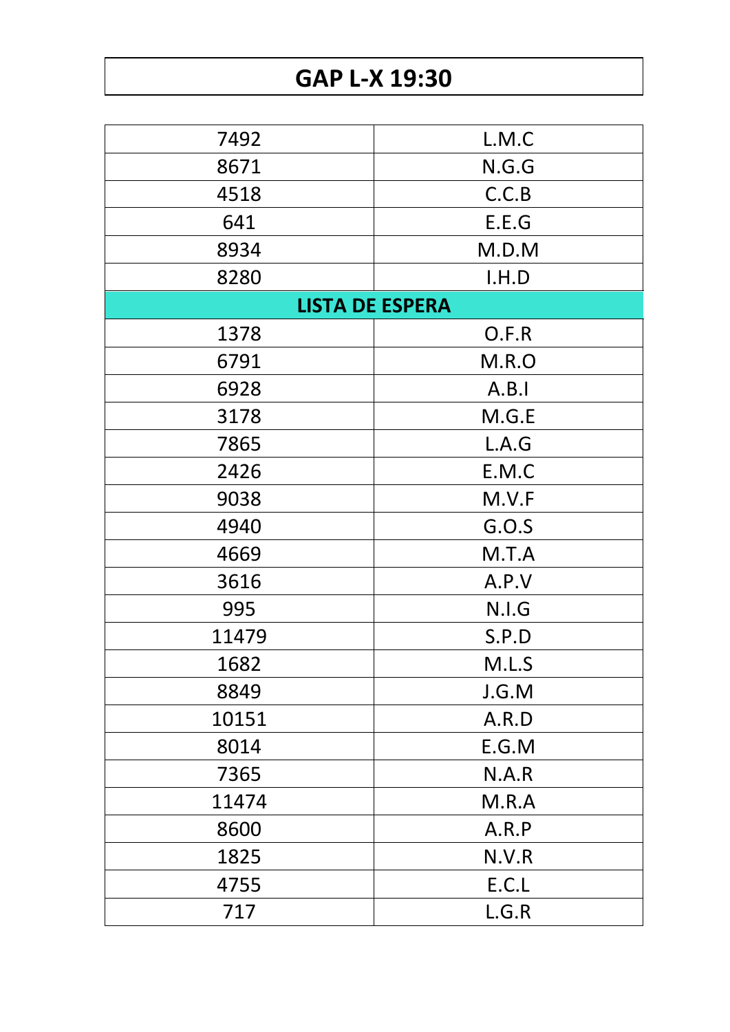# GAP L-X 19:30

| | |
|---|---|
| 7492 | L.M.C |
| 8671 | N.G.G |
| 4518 | C.C.B |
| 641 | E.E.G |
| 8934 | M.D.M |
| 8280 | I.H.D |
| **LISTA DE ESPERA** | |
| 1378 | O.F.R |
| 6791 | M.R.O |
| 6928 | A.B.I |
| 3178 | M.G.E |
| 7865 | L.A.G |
| 2426 | E.M.C |
| 9038 | M.V.F |
| 4940 | G.O.S |
| 4669 | M.T.A |
| 3616 | A.P.V |
| 995 | N.I.G |
| 11479 | S.P.D |
| 1682 | M.L.S |
| 8849 | J.G.M |
| 10151 | A.R.D |
| 8014 | E.G.M |
| 7365 | N.A.R |
| 11474 | M.R.A |
| 8600 | A.R.P |
| 1825 | N.V.R |
| 4755 | E.C.L |
| 717 | L.G.R |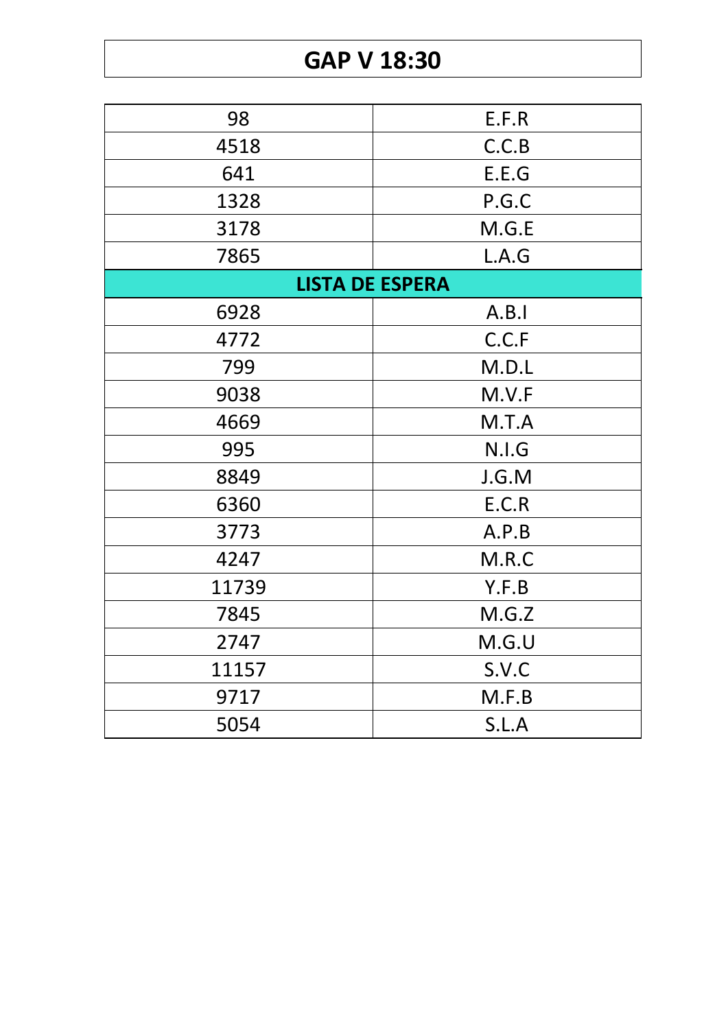# GAP V 18:30

| | |
|---|---|
| 98 | E.F.R |
| 4518 | C.C.B |
| 641 | E.E.G |
| 1328 | P.G.C |
| 3178 | M.G.E |
| 7865 | L.A.G |
| **LISTA DE ESPERA** | |
| 6928 | A.B.I |
| 4772 | C.C.F |
| 799 | M.D.L |
| 9038 | M.V.F |
| 4669 | M.T.A |
| 995 | N.I.G |
| 8849 | J.G.M |
| 6360 | E.C.R |
| 3773 | A.P.B |
| 4247 | M.R.C |
| 11739 | Y.F.B |
| 7845 | M.G.Z |
| 2747 | M.G.U |
| 11157 | S.V.C |
| 9717 | M.F.B |
| 5054 | S.L.A |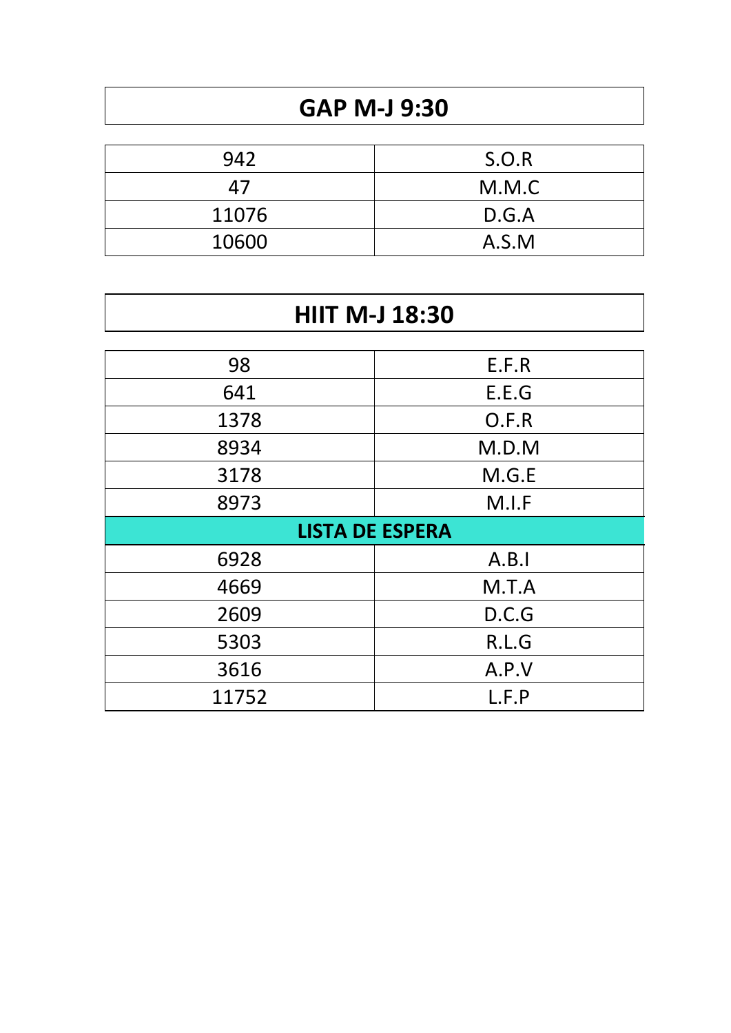## GAP M-J 9:30

| | |
|---|---|
| 942 | S.O.R |
| 47 | M.M.C |
| 11076 | D.G.A |
| 10600 | A.S.M |

## HIIT M-J 18:30

| | |
|---|---|
| 98 | E.F.R |
| 641 | E.E.G |
| 1378 | O.F.R |
| 8934 | M.D.M |
| 3178 | M.G.E |
| 8973 | M.I.F |
| **LISTA DE ESPERA** | |
| 6928 | A.B.I |
| 4669 | M.T.A |
| 2609 | D.C.G |
| 5303 | R.L.G |
| 3616 | A.P.V |
| 11752 | L.F.P |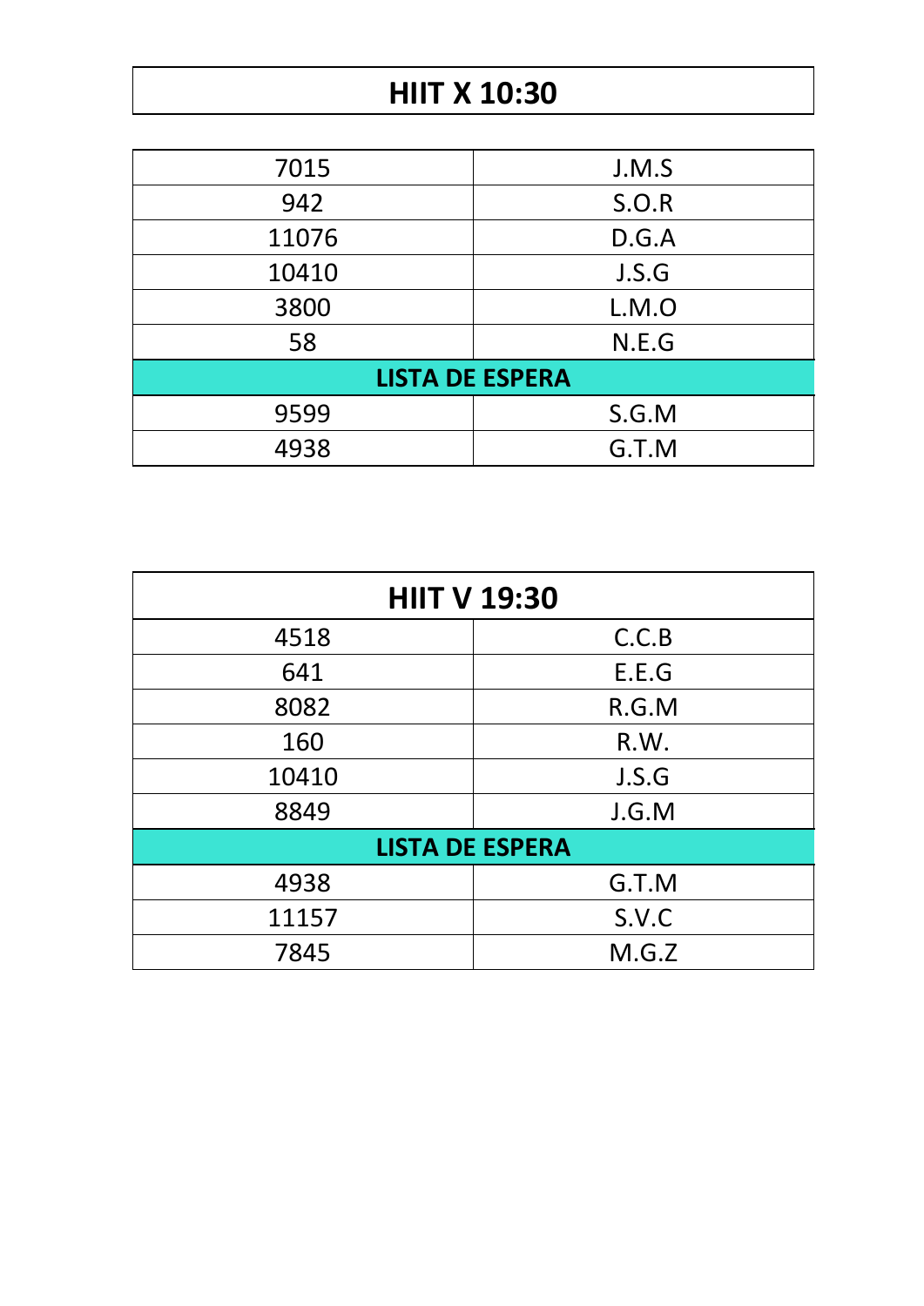## HIIT X 10:30

| | |
|---|---|
| 7015 | J.M.S |
| 942 | S.O.R |
| 11076 | D.G.A |
| 10410 | J.S.G |
| 3800 | L.M.O |
| 58 | N.E.G |
| **LISTA DE ESPERA** | |
| 9599 | S.G.M |
| 4938 | G.T.M |

| **HIIT V 19:30** | |
|---|---|
| 4518 | C.C.B |
| 641 | E.E.G |
| 8082 | R.G.M |
| 160 | R.W. |
| 10410 | J.S.G |
| 8849 | J.G.M |
| **LISTA DE ESPERA** | |
| 4938 | G.T.M |
| 11157 | S.V.C |
| 7845 | M.G.Z |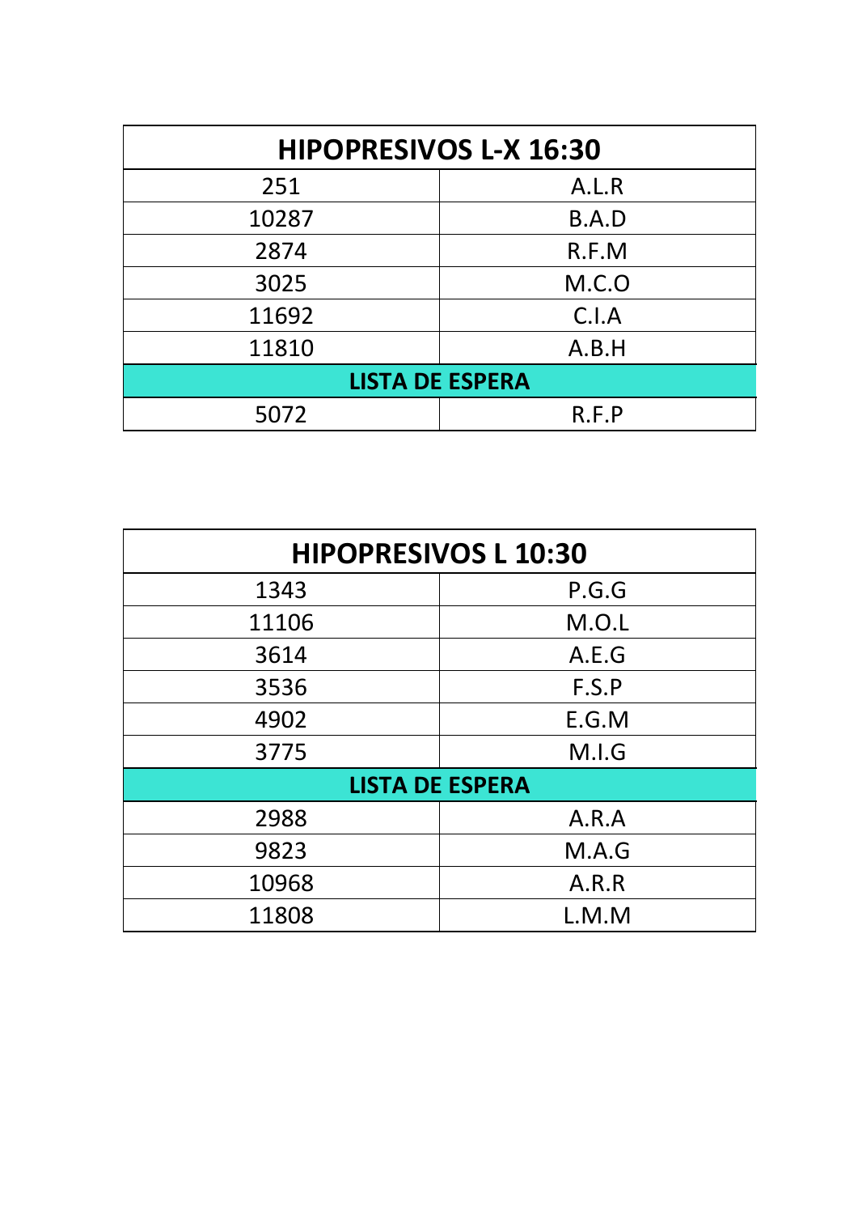| HIPOPRESIVOS L-X 16:30 | |
|---|---|
| 251 | A.L.R |
| 10287 | B.A.D |
| 2874 | R.F.M |
| 3025 | M.C.O |
| 11692 | C.I.A |
| 11810 | A.B.H |
| **LISTA DE ESPERA** | |
| 5072 | R.F.P |

| HIPOPRESIVOS L 10:30 | |
|---|---|
| 1343 | P.G.G |
| 11106 | M.O.L |
| 3614 | A.E.G |
| 3536 | F.S.P |
| 4902 | E.G.M |
| 3775 | M.I.G |
| **LISTA DE ESPERA** | |
| 2988 | A.R.A |
| 9823 | M.A.G |
| 10968 | A.R.R |
| 11808 | L.M.M |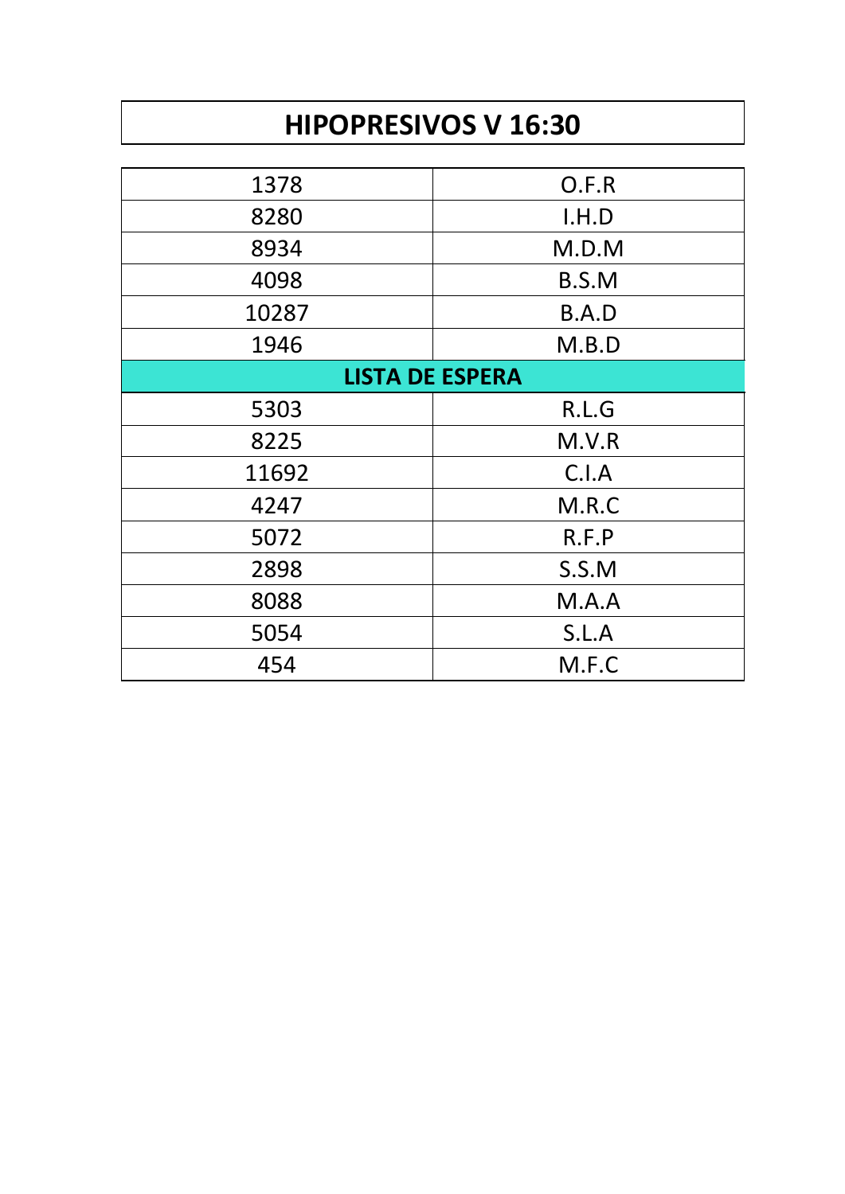# HIPOPRESIVOS V 16:30

| | |
|---|---|
| 1378 | O.F.R |
| 8280 | I.H.D |
| 8934 | M.D.M |
| 4098 | B.S.M |
| 10287 | B.A.D |
| 1946 | M.B.D |
| **LISTA DE ESPERA** | |
| 5303 | R.L.G |
| 8225 | M.V.R |
| 11692 | C.I.A |
| 4247 | M.R.C |
| 5072 | R.F.P |
| 2898 | S.S.M |
| 8088 | M.A.A |
| 5054 | S.L.A |
| 454 | M.F.C |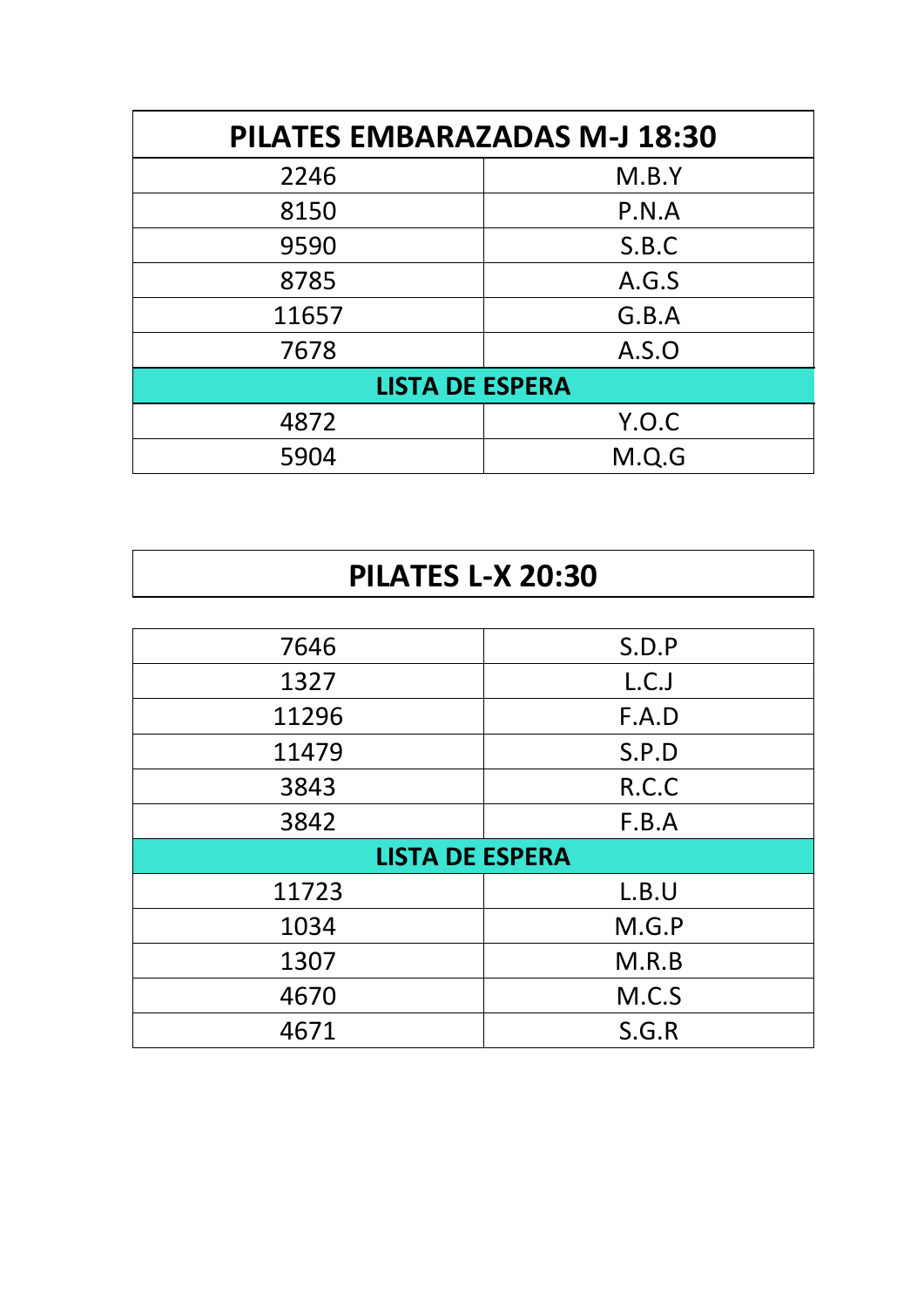| PILATES EMBARAZADAS M-J 18:30 | |
|---|---|
| 2246 | M.B.Y |
| 8150 | P.N.A |
| 9590 | S.B.C |
| 8785 | A.G.S |
| 11657 | G.B.A |
| 7678 | A.S.O |
| **LISTA DE ESPERA** | |
| 4872 | Y.O.C |
| 5904 | M.Q.G |

| PILATES L-X 20:30 | |
|---|---|
| 7646 | S.D.P |
| 1327 | L.C.J |
| 11296 | F.A.D |
| 11479 | S.P.D |
| 3843 | R.C.C |
| 3842 | F.B.A |
| **LISTA DE ESPERA** | |
| 11723 | L.B.U |
| 1034 | M.G.P |
| 1307 | M.R.B |
| 4670 | M.C.S |
| 4671 | S.G.R |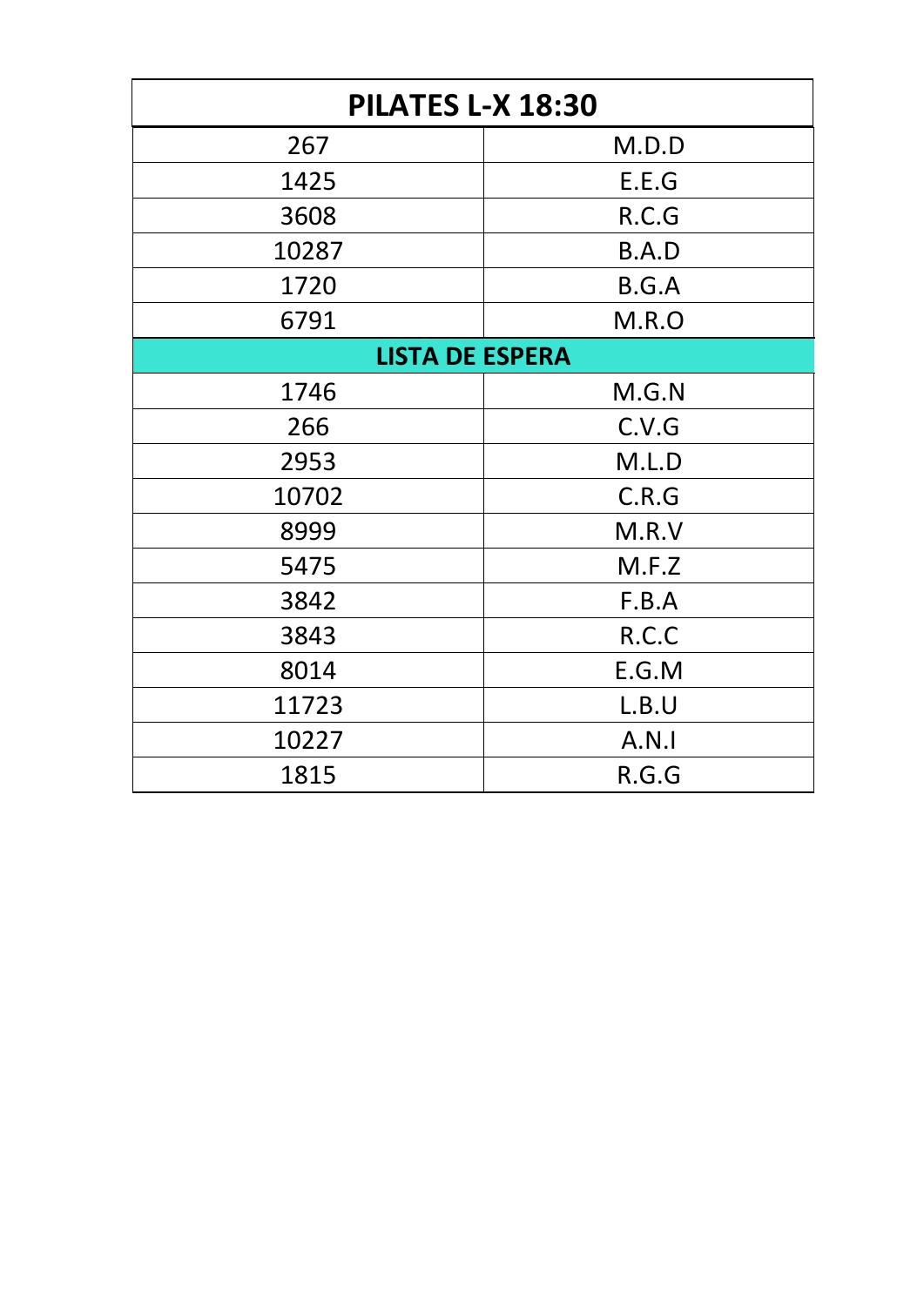| PILATES L-X 18:30 | |
|---|---|
| 267 | M.D.D |
| 1425 | E.E.G |
| 3608 | R.C.G |
| 10287 | B.A.D |
| 1720 | B.G.A |
| 6791 | M.R.O |
| **LISTA DE ESPERA** | |
| 1746 | M.G.N |
| 266 | C.V.G |
| 2953 | M.L.D |
| 10702 | C.R.G |
| 8999 | M.R.V |
| 5475 | M.F.Z |
| 3842 | F.B.A |
| 3843 | R.C.C |
| 8014 | E.G.M |
| 11723 | L.B.U |
| 10227 | A.N.I |
| 1815 | R.G.G |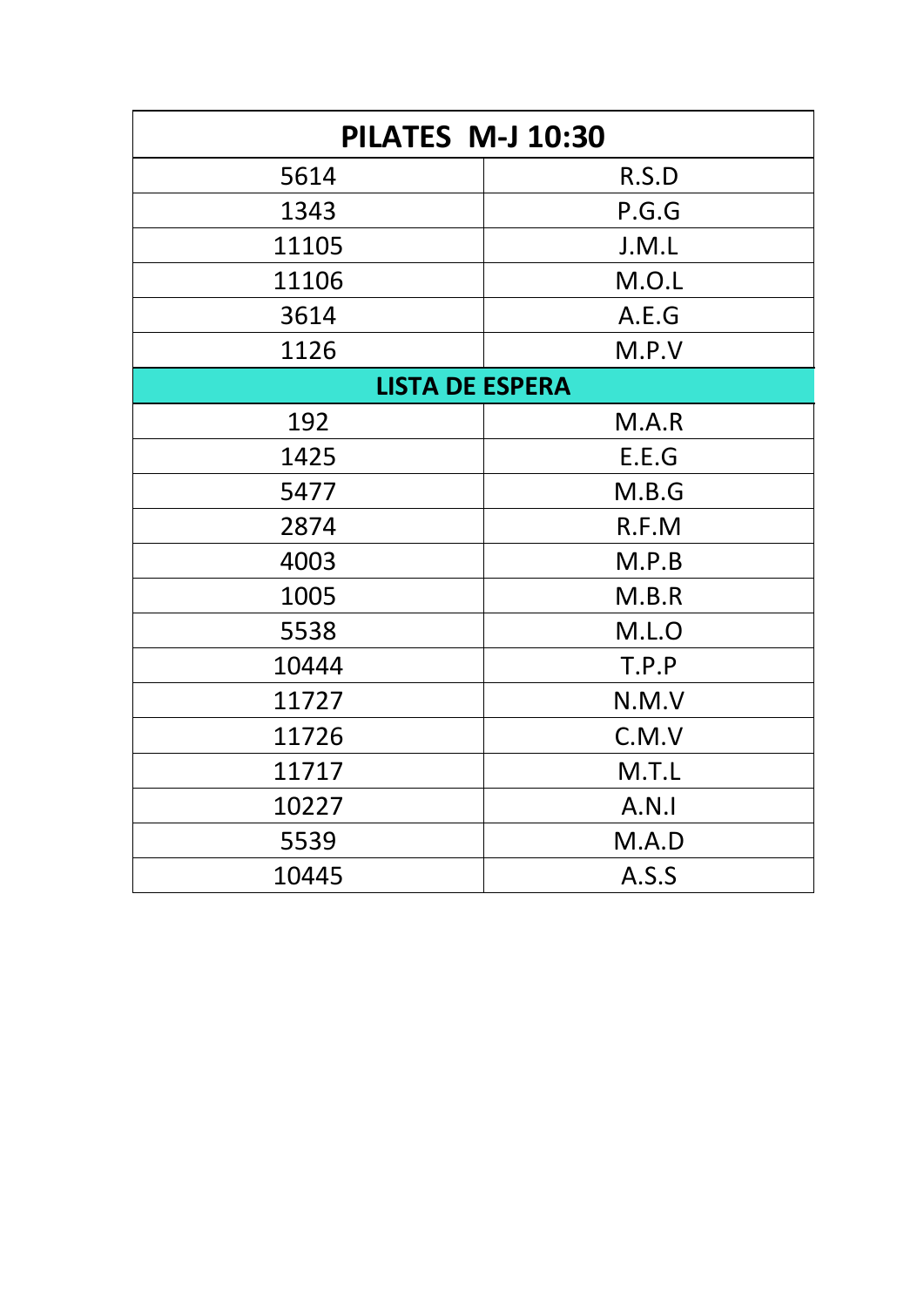| PILATES M-J 10:30 | |
|---|---|
| 5614 | R.S.D |
| 1343 | P.G.G |
| 11105 | J.M.L |
| 11106 | M.O.L |
| 3614 | A.E.G |
| 1126 | M.P.V |
| **LISTA DE ESPERA** | |
| 192 | M.A.R |
| 1425 | E.E.G |
| 5477 | M.B.G |
| 2874 | R.F.M |
| 4003 | M.P.B |
| 1005 | M.B.R |
| 5538 | M.L.O |
| 10444 | T.P.P |
| 11727 | N.M.V |
| 11726 | C.M.V |
| 11717 | M.T.L |
| 10227 | A.N.I |
| 5539 | M.A.D |
| 10445 | A.S.S |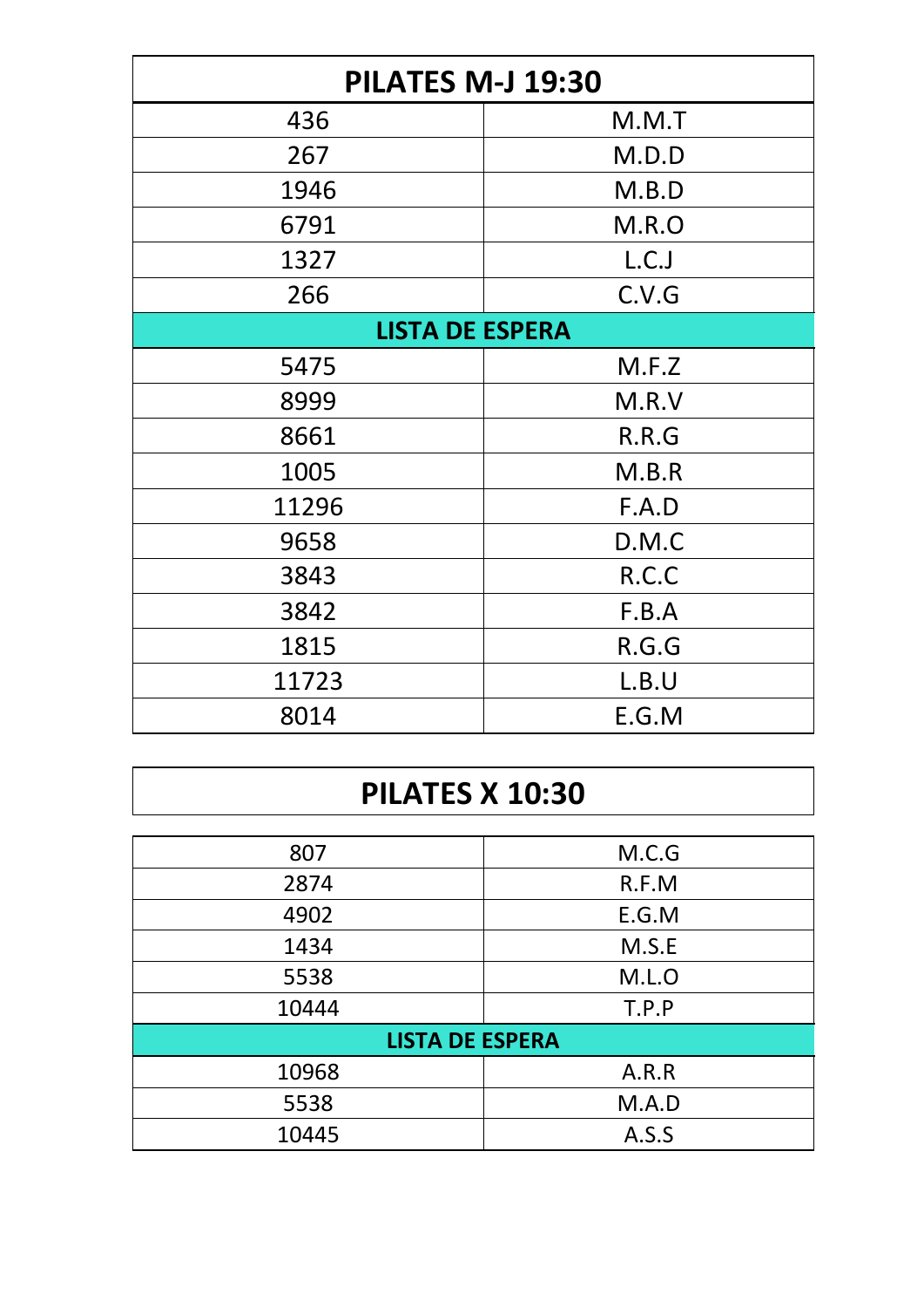| PILATES M-J 19:30 | |
|---|---|
| 436 | M.M.T |
| 267 | M.D.D |
| 1946 | M.B.D |
| 6791 | M.R.O |
| 1327 | L.C.J |
| 266 | C.V.G |
| **LISTA DE ESPERA** | |
| 5475 | M.F.Z |
| 8999 | M.R.V |
| 8661 | R.R.G |
| 1005 | M.B.R |
| 11296 | F.A.D |
| 9658 | D.M.C |
| 3843 | R.C.C |
| 3842 | F.B.A |
| 1815 | R.G.G |
| 11723 | L.B.U |
| 8014 | E.G.M |

| PILATES X 10:30 | |
|---|---|
| 807 | M.C.G |
| 2874 | R.F.M |
| 4902 | E.G.M |
| 1434 | M.S.E |
| 5538 | M.L.O |
| 10444 | T.P.P |
| **LISTA DE ESPERA** | |
| 10968 | A.R.R |
| 5538 | M.A.D |
| 10445 | A.S.S |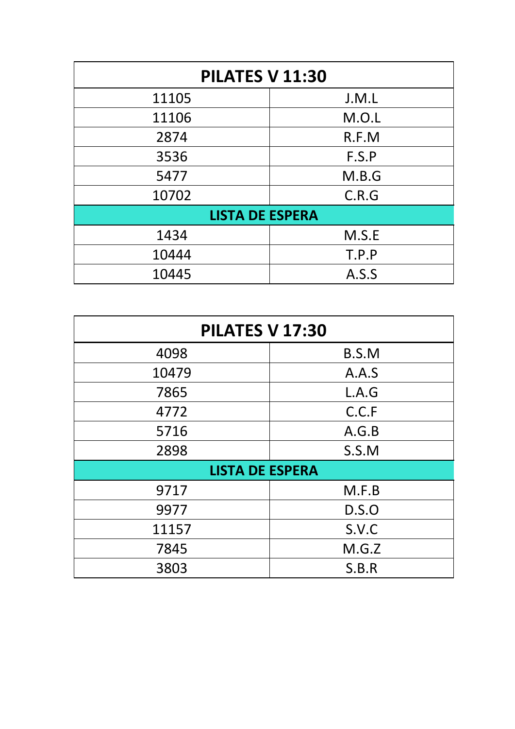| PILATES V 11:30 | |
|---|---|
| 11105 | J.M.L |
| 11106 | M.O.L |
| 2874 | R.F.M |
| 3536 | F.S.P |
| 5477 | M.B.G |
| 10702 | C.R.G |
| **LISTA DE ESPERA** | |
| 1434 | M.S.E |
| 10444 | T.P.P |
| 10445 | A.S.S |

| PILATES V 17:30 | |
|---|---|
| 4098 | B.S.M |
| 10479 | A.A.S |
| 7865 | L.A.G |
| 4772 | C.C.F |
| 5716 | A.G.B |
| 2898 | S.S.M |
| **LISTA DE ESPERA** | |
| 9717 | M.F.B |
| 9977 | D.S.O |
| 11157 | S.V.C |
| 7845 | M.G.Z |
| 3803 | S.B.R |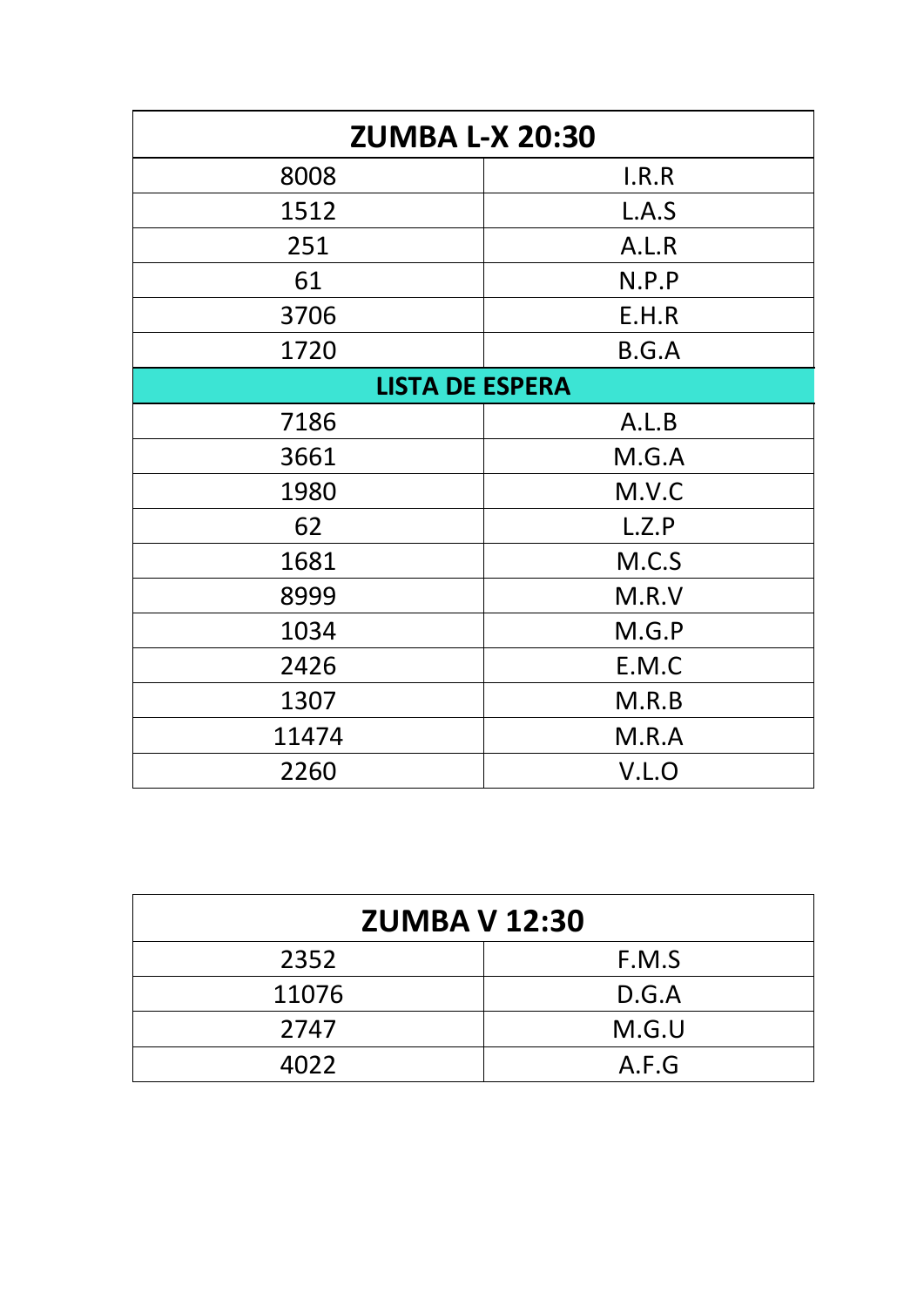| ZUMBA L-X 20:30 | |
|---|---|
| 8008 | I.R.R |
| 1512 | L.A.S |
| 251 | A.L.R |
| 61 | N.P.P |
| 3706 | E.H.R |
| 1720 | B.G.A |
| **LISTA DE ESPERA** | |
| 7186 | A.L.B |
| 3661 | M.G.A |
| 1980 | M.V.C |
| 62 | L.Z.P |
| 1681 | M.C.S |
| 8999 | M.R.V |
| 1034 | M.G.P |
| 2426 | E.M.C |
| 1307 | M.R.B |
| 11474 | M.R.A |
| 2260 | V.L.O |

| ZUMBA V 12:30 | |
|---|---|
| 2352 | F.M.S |
| 11076 | D.G.A |
| 2747 | M.G.U |
| 4022 | A.F.G |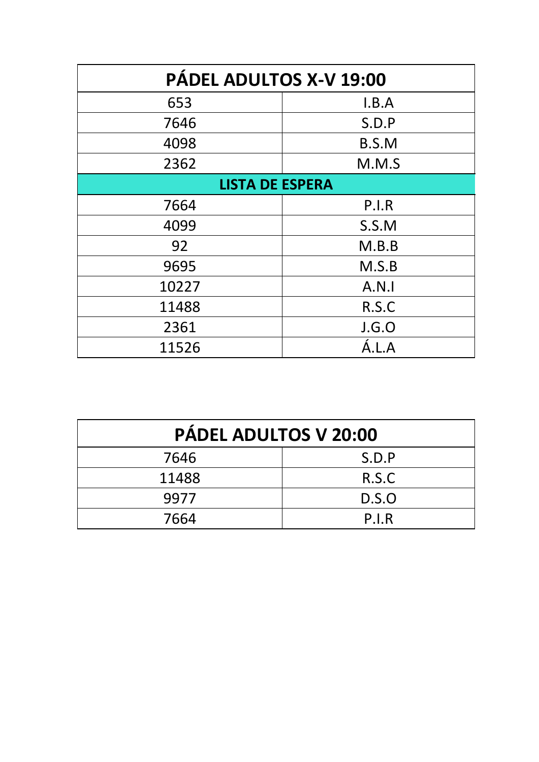| PÁDEL ADULTOS X-V 19:00 | |
|---|---|
| 653 | I.B.A |
| 7646 | S.D.P |
| 4098 | B.S.M |
| 2362 | M.M.S |
| **LISTA DE ESPERA** | |
| 7664 | P.I.R |
| 4099 | S.S.M |
| 92 | M.B.B |
| 9695 | M.S.B |
| 10227 | A.N.I |
| 11488 | R.S.C |
| 2361 | J.G.O |
| 11526 | Á.L.A |

| PÁDEL ADULTOS V 20:00 | |
|---|---|
| 7646 | S.D.P |
| 11488 | R.S.C |
| 9977 | D.S.O |
| 7664 | P.I.R |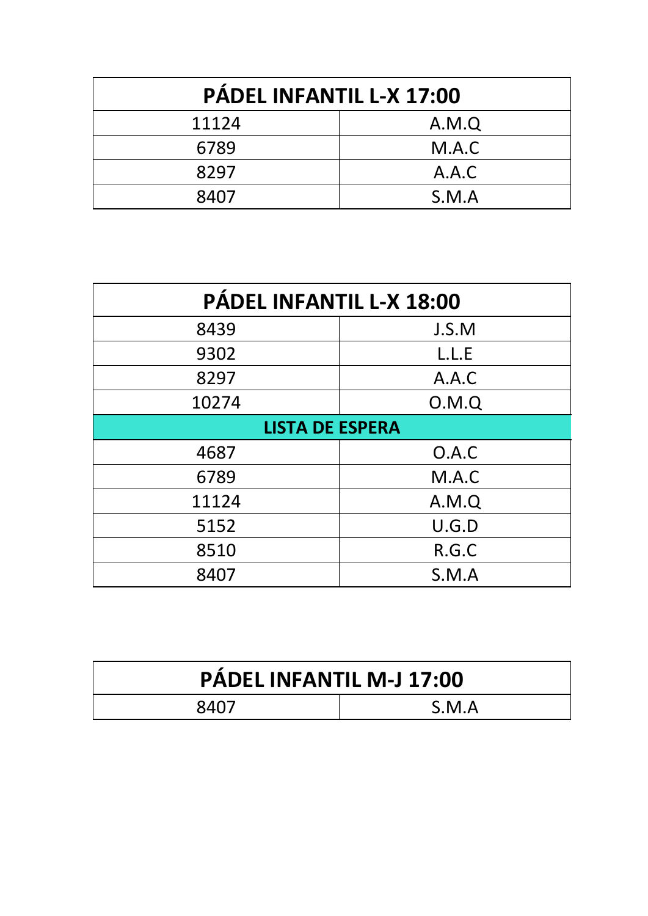| PÁDEL INFANTIL L-X 17:00 | |
|---|---|
| 11124 | A.M.Q |
| 6789 | M.A.C |
| 8297 | A.A.C |
| 8407 | S.M.A |

| PÁDEL INFANTIL L-X 18:00 | |
|---|---|
| 8439 | J.S.M |
| 9302 | L.L.E |
| 8297 | A.A.C |
| 10274 | O.M.Q |
| **LISTA DE ESPERA** | |
| 4687 | O.A.C |
| 6789 | M.A.C |
| 11124 | A.M.Q |
| 5152 | U.G.D |
| 8510 | R.G.C |
| 8407 | S.M.A |

| PÁDEL INFANTIL M-J 17:00 | |
|---|---|
| 8407 | S.M.A |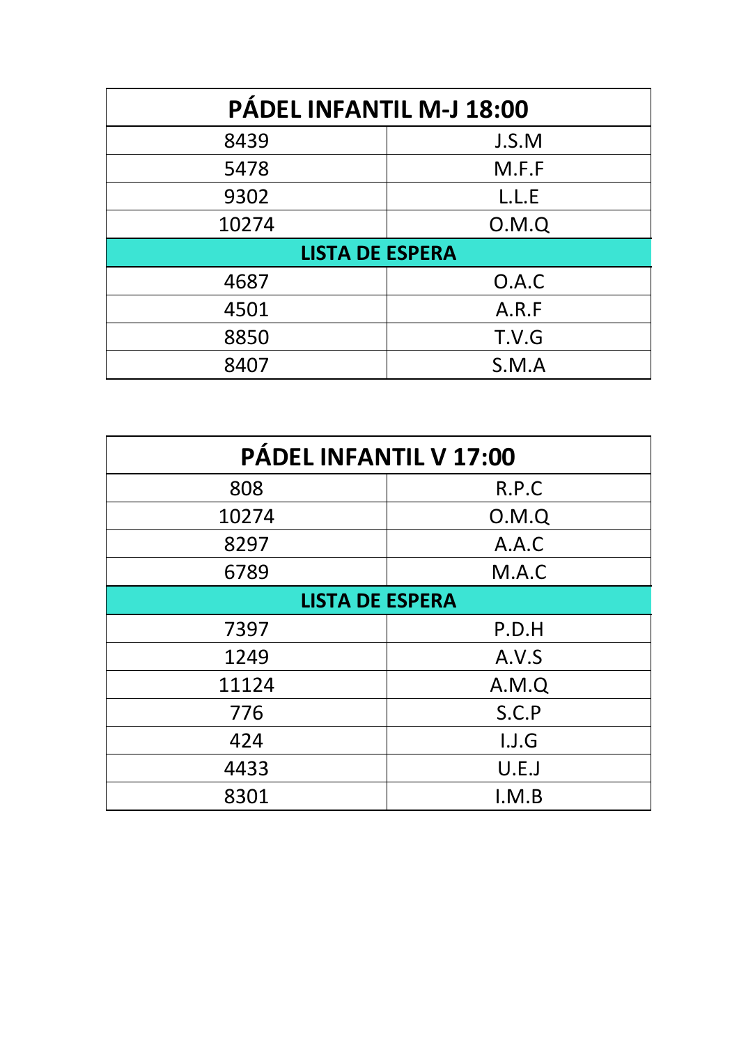| PÁDEL INFANTIL M-J 18:00 | |
|---|---|
| 8439 | J.S.M |
| 5478 | M.F.F |
| 9302 | L.L.E |
| 10274 | O.M.Q |
| **LISTA DE ESPERA** | |
| 4687 | O.A.C |
| 4501 | A.R.F |
| 8850 | T.V.G |
| 8407 | S.M.A |

| PÁDEL INFANTIL V 17:00 | |
|---|---|
| 808 | R.P.C |
| 10274 | O.M.Q |
| 8297 | A.A.C |
| 6789 | M.A.C |
| **LISTA DE ESPERA** | |
| 7397 | P.D.H |
| 1249 | A.V.S |
| 11124 | A.M.Q |
| 776 | S.C.P |
| 424 | I.J.G |
| 4433 | U.E.J |
| 8301 | I.M.B |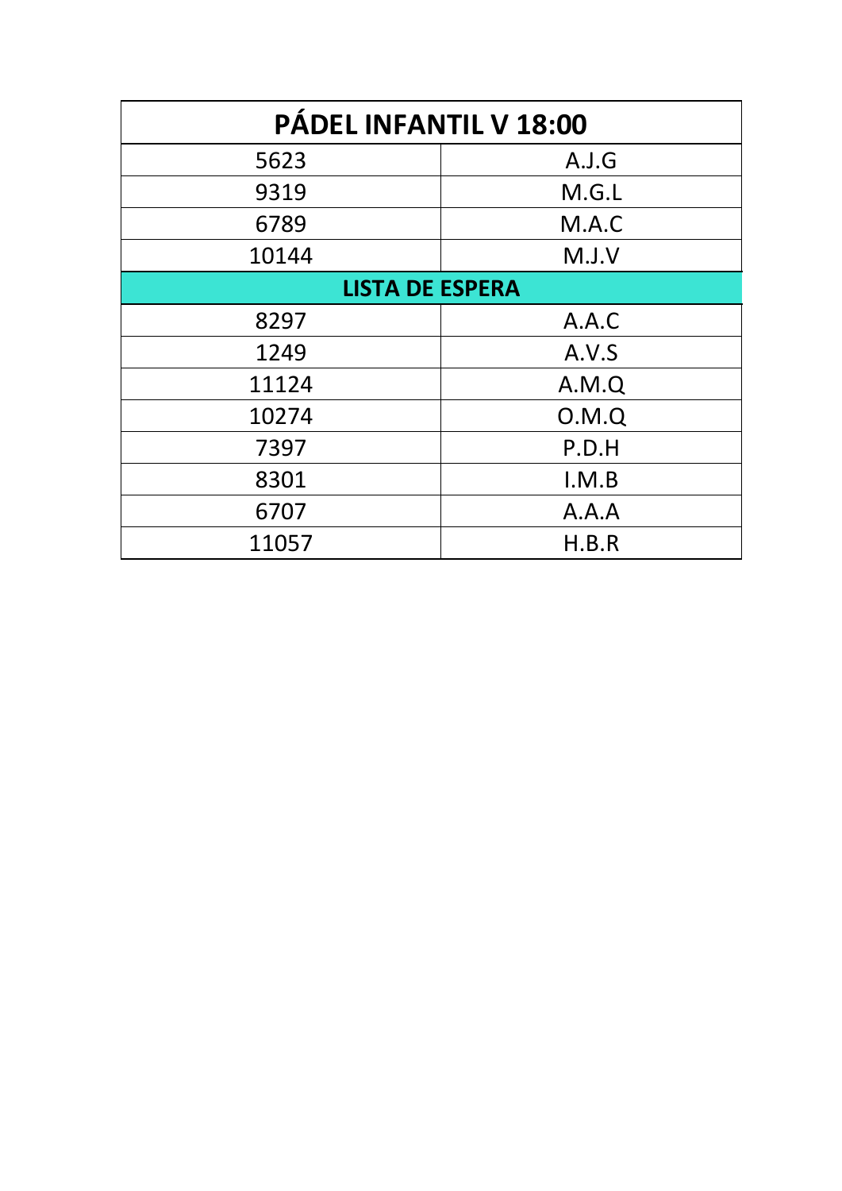| PÁDEL INFANTIL V 18:00 | |
|---|---|
| 5623 | A.J.G |
| 9319 | M.G.L |
| 6789 | M.A.C |
| 10144 | M.J.V |
| **LISTA DE ESPERA** | |
| 8297 | A.A.C |
| 1249 | A.V.S |
| 11124 | A.M.Q |
| 10274 | O.M.Q |
| 7397 | P.D.H |
| 8301 | I.M.B |
| 6707 | A.A.A |
| 11057 | H.B.R |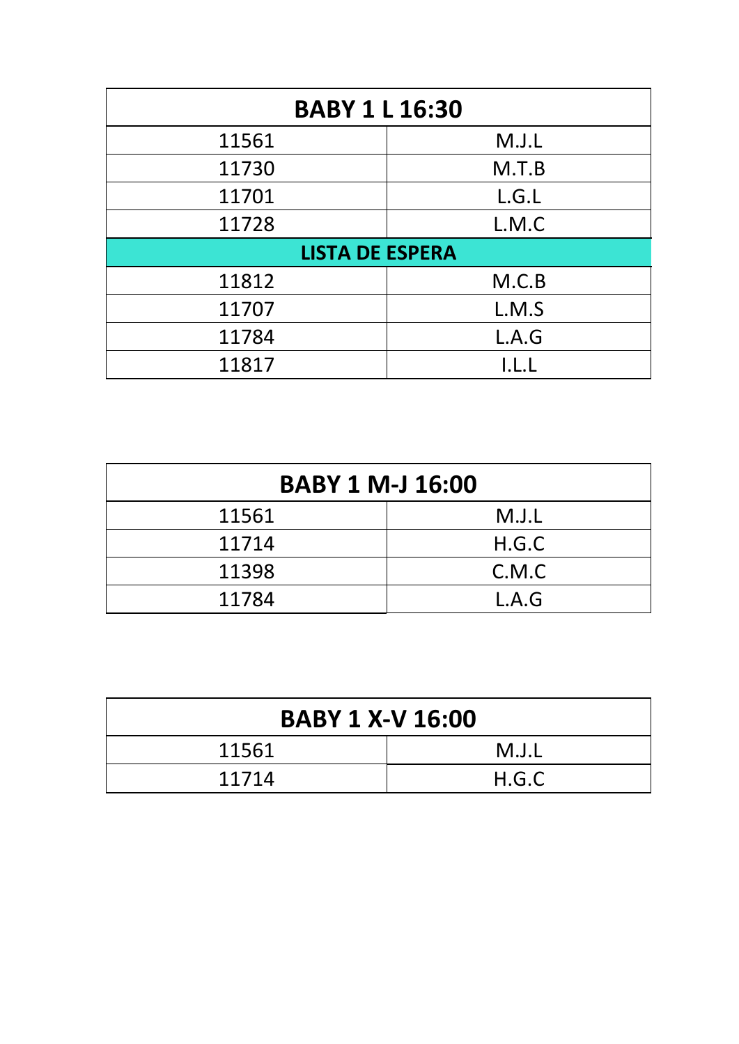| BABY 1 L 16:30 | |
|---|---|
| 11561 | M.J.L |
| 11730 | M.T.B |
| 11701 | L.G.L |
| 11728 | L.M.C |
| **LISTA DE ESPERA** | |
| 11812 | M.C.B |
| 11707 | L.M.S |
| 11784 | L.A.G |
| 11817 | I.L.L |

| BABY 1 M-J 16:00 | |
|---|---|
| 11561 | M.J.L |
| 11714 | H.G.C |
| 11398 | C.M.C |
| 11784 | L.A.G |

| BABY 1 X-V 16:00 | |
|---|---|
| 11561 | M.J.L |
| 11714 | H.G.C |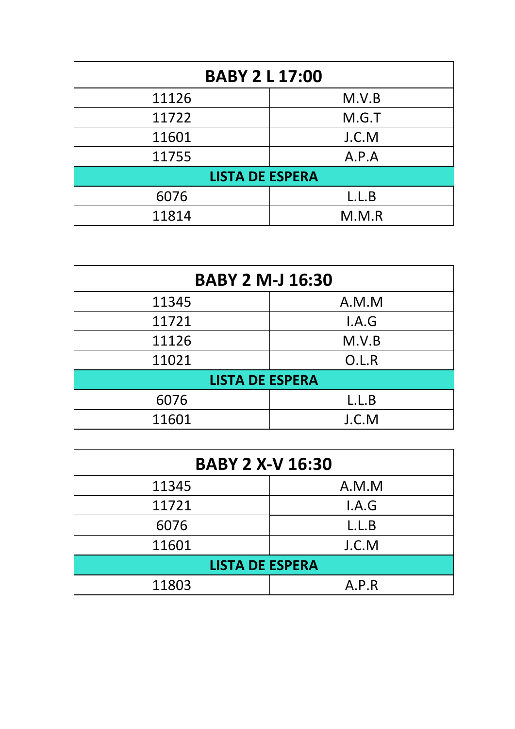| BABY 2 L 17:00 | |
|---|---|
| 11126 | M.V.B |
| 11722 | M.G.T |
| 11601 | J.C.M |
| 11755 | A.P.A |
| **LISTA DE ESPERA** | |
| 6076 | L.L.B |
| 11814 | M.M.R |

| BABY 2 M-J 16:30 | |
|---|---|
| 11345 | A.M.M |
| 11721 | I.A.G |
| 11126 | M.V.B |
| 11021 | O.L.R |
| **LISTA DE ESPERA** | |
| 6076 | L.L.B |
| 11601 | J.C.M |

| BABY 2 X-V 16:30 | |
|---|---|
| 11345 | A.M.M |
| 11721 | I.A.G |
| 6076 | L.L.B |
| 11601 | J.C.M |
| **LISTA DE ESPERA** | |
| 11803 | A.P.R |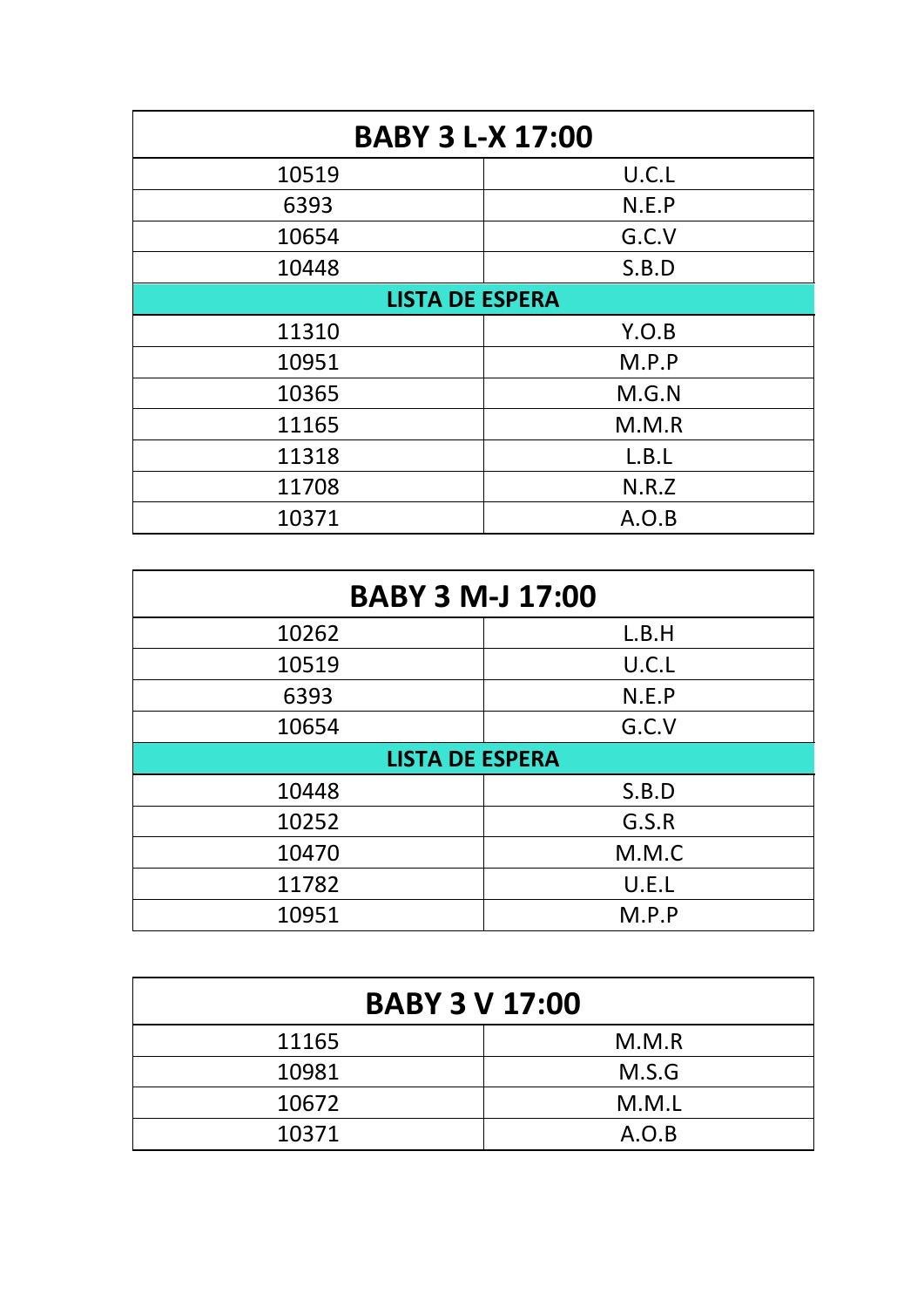| BABY 3 L-X 17:00 | |
|---|---|
| 10519 | U.C.L |
| 6393 | N.E.P |
| 10654 | G.C.V |
| 10448 | S.B.D |
| **LISTA DE ESPERA** | |
| 11310 | Y.O.B |
| 10951 | M.P.P |
| 10365 | M.G.N |
| 11165 | M.M.R |
| 11318 | L.B.L |
| 11708 | N.R.Z |
| 10371 | A.O.B |

| BABY 3 M-J 17:00 | |
|---|---|
| 10262 | L.B.H |
| 10519 | U.C.L |
| 6393 | N.E.P |
| 10654 | G.C.V |
| **LISTA DE ESPERA** | |
| 10448 | S.B.D |
| 10252 | G.S.R |
| 10470 | M.M.C |
| 11782 | U.E.L |
| 10951 | M.P.P |

| BABY 3 V 17:00 | |
|---|---|
| 11165 | M.M.R |
| 10981 | M.S.G |
| 10672 | M.M.L |
| 10371 | A.O.B |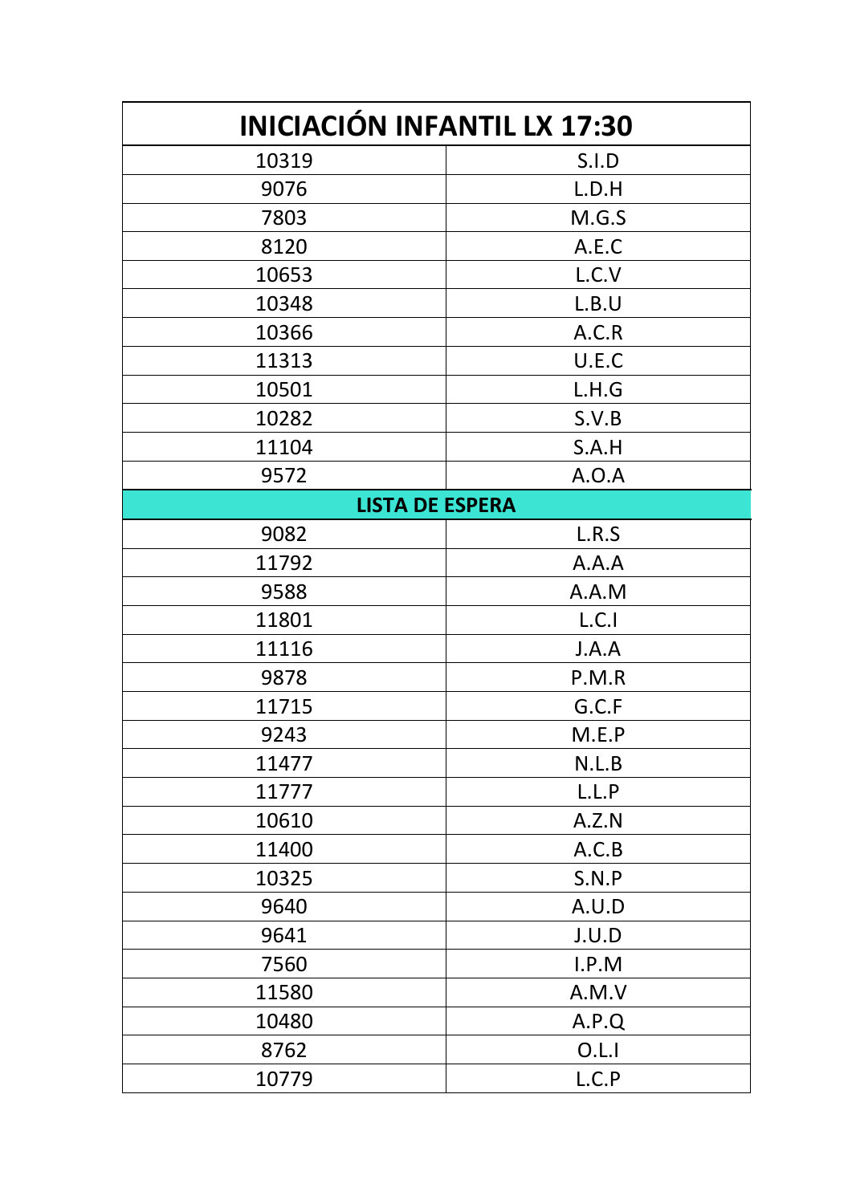| INICIACIÓN INFANTIL LX 17:30 | |
|---|---|
| 10319 | S.I.D |
| 9076 | L.D.H |
| 7803 | M.G.S |
| 8120 | A.E.C |
| 10653 | L.C.V |
| 10348 | L.B.U |
| 10366 | A.C.R |
| 11313 | U.E.C |
| 10501 | L.H.G |
| 10282 | S.V.B |
| 11104 | S.A.H |
| 9572 | A.O.A |
| **LISTA DE ESPERA** | |
| 9082 | L.R.S |
| 11792 | A.A.A |
| 9588 | A.A.M |
| 11801 | L.C.I |
| 11116 | J.A.A |
| 9878 | P.M.R |
| 11715 | G.C.F |
| 9243 | M.E.P |
| 11477 | N.L.B |
| 11777 | L.L.P |
| 10610 | A.Z.N |
| 11400 | A.C.B |
| 10325 | S.N.P |
| 9640 | A.U.D |
| 9641 | J.U.D |
| 7560 | I.P.M |
| 11580 | A.M.V |
| 10480 | A.P.Q |
| 8762 | O.L.I |
| 10779 | L.C.P |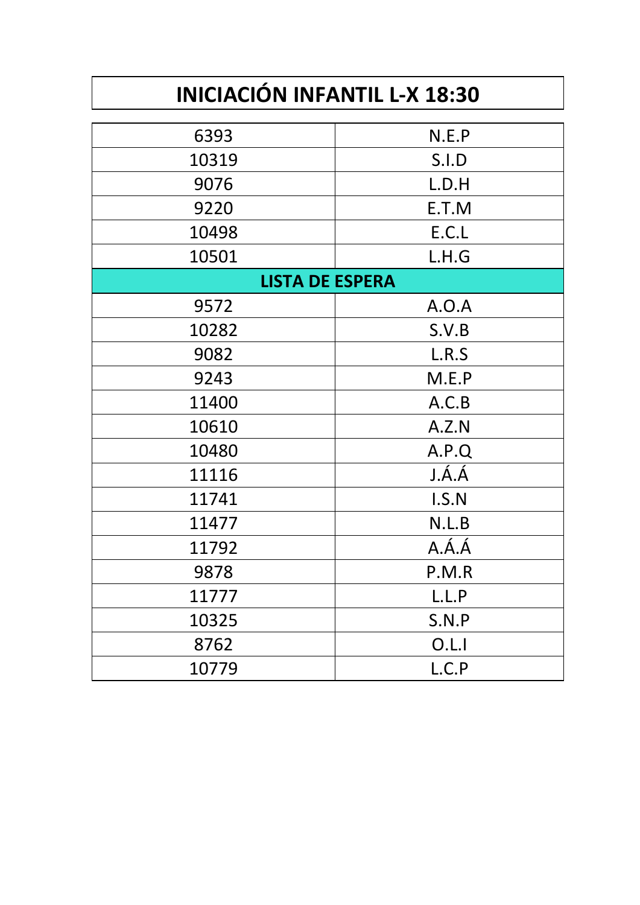# INICIACIÓN INFANTIL L-X 18:30

| | |
|---|---|
| 6393 | N.E.P |
| 10319 | S.I.D |
| 9076 | L.D.H |
| 9220 | E.T.M |
| 10498 | E.C.L |
| 10501 | L.H.G |
| **LISTA DE ESPERA** | |
| 9572 | A.O.A |
| 10282 | S.V.B |
| 9082 | L.R.S |
| 9243 | M.E.P |
| 11400 | A.C.B |
| 10610 | A.Z.N |
| 10480 | A.P.Q |
| 11116 | J.Á.Á |
| 11741 | I.S.N |
| 11477 | N.L.B |
| 11792 | A.Á.Á |
| 9878 | P.M.R |
| 11777 | L.L.P |
| 10325 | S.N.P |
| 8762 | O.L.I |
| 10779 | L.C.P |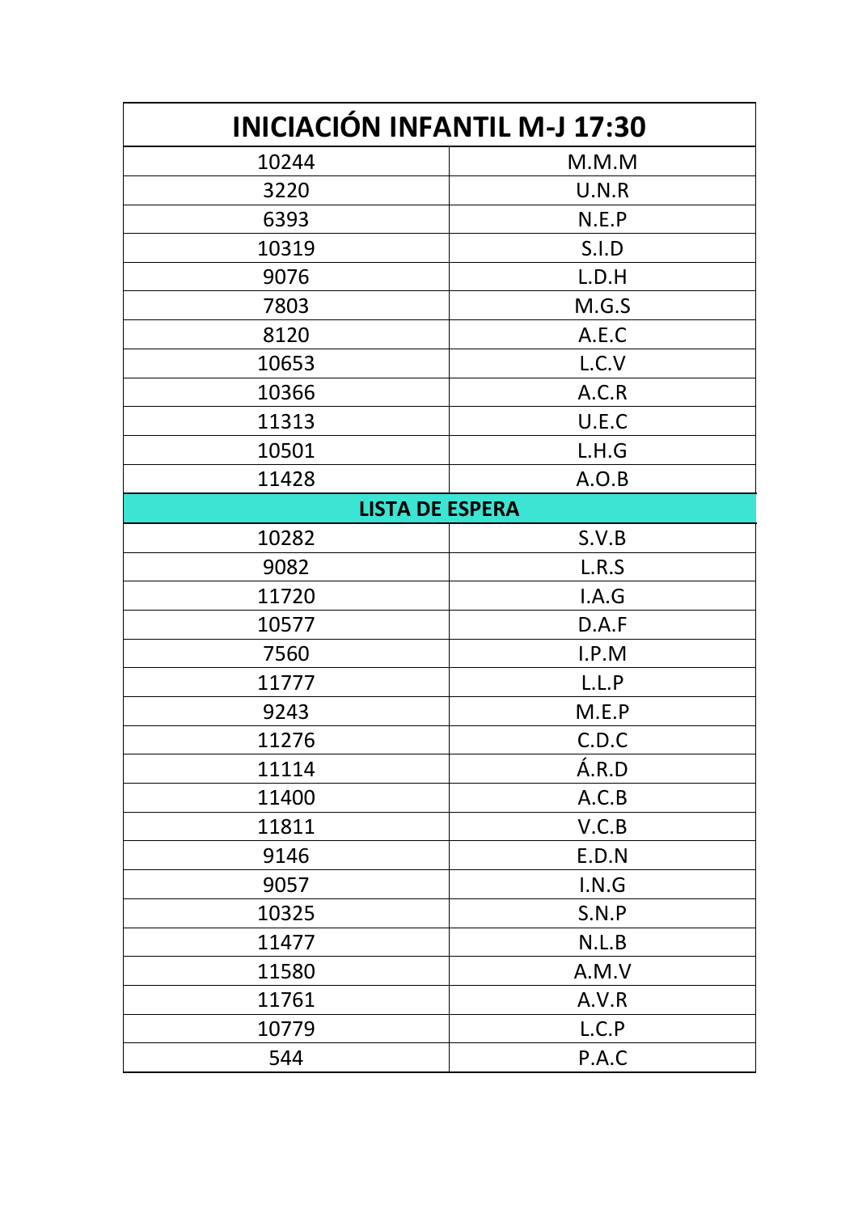| INICIACIÓN INFANTIL M-J 17:30 | |
|---|---|
| 10244 | M.M.M |
| 3220 | U.N.R |
| 6393 | N.E.P |
| 10319 | S.I.D |
| 9076 | L.D.H |
| 7803 | M.G.S |
| 8120 | A.E.C |
| 10653 | L.C.V |
| 10366 | A.C.R |
| 11313 | U.E.C |
| 10501 | L.H.G |
| 11428 | A.O.B |
| **LISTA DE ESPERA** | |
| 10282 | S.V.B |
| 9082 | L.R.S |
| 11720 | I.A.G |
| 10577 | D.A.F |
| 7560 | I.P.M |
| 11777 | L.L.P |
| 9243 | M.E.P |
| 11276 | C.D.C |
| 11114 | Á.R.D |
| 11400 | A.C.B |
| 11811 | V.C.B |
| 9146 | E.D.N |
| 9057 | I.N.G |
| 10325 | S.N.P |
| 11477 | N.L.B |
| 11580 | A.M.V |
| 11761 | A.V.R |
| 10779 | L.C.P |
| 544 | P.A.C |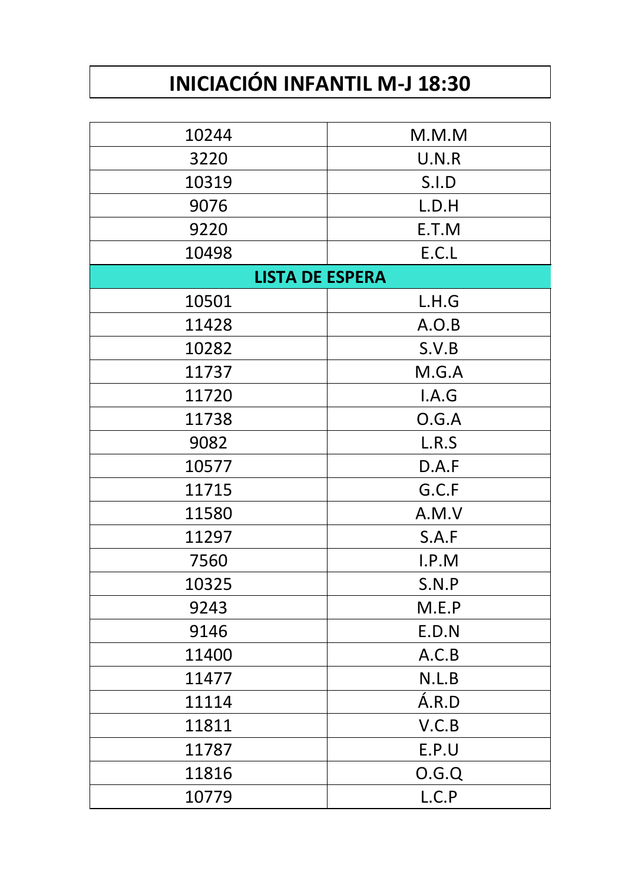# INICIACIÓN INFANTIL M-J 18:30

| | |
|---|---|
| 10244 | M.M.M |
| 3220 | U.N.R |
| 10319 | S.I.D |
| 9076 | L.D.H |
| 9220 | E.T.M |
| 10498 | E.C.L |
| **LISTA DE ESPERA** | |
| 10501 | L.H.G |
| 11428 | A.O.B |
| 10282 | S.V.B |
| 11737 | M.G.A |
| 11720 | I.A.G |
| 11738 | O.G.A |
| 9082 | L.R.S |
| 10577 | D.A.F |
| 11715 | G.C.F |
| 11580 | A.M.V |
| 11297 | S.A.F |
| 7560 | I.P.M |
| 10325 | S.N.P |
| 9243 | M.E.P |
| 9146 | E.D.N |
| 11400 | A.C.B |
| 11477 | N.L.B |
| 11114 | Á.R.D |
| 11811 | V.C.B |
| 11787 | E.P.U |
| 11816 | O.G.Q |
| 10779 | L.C.P |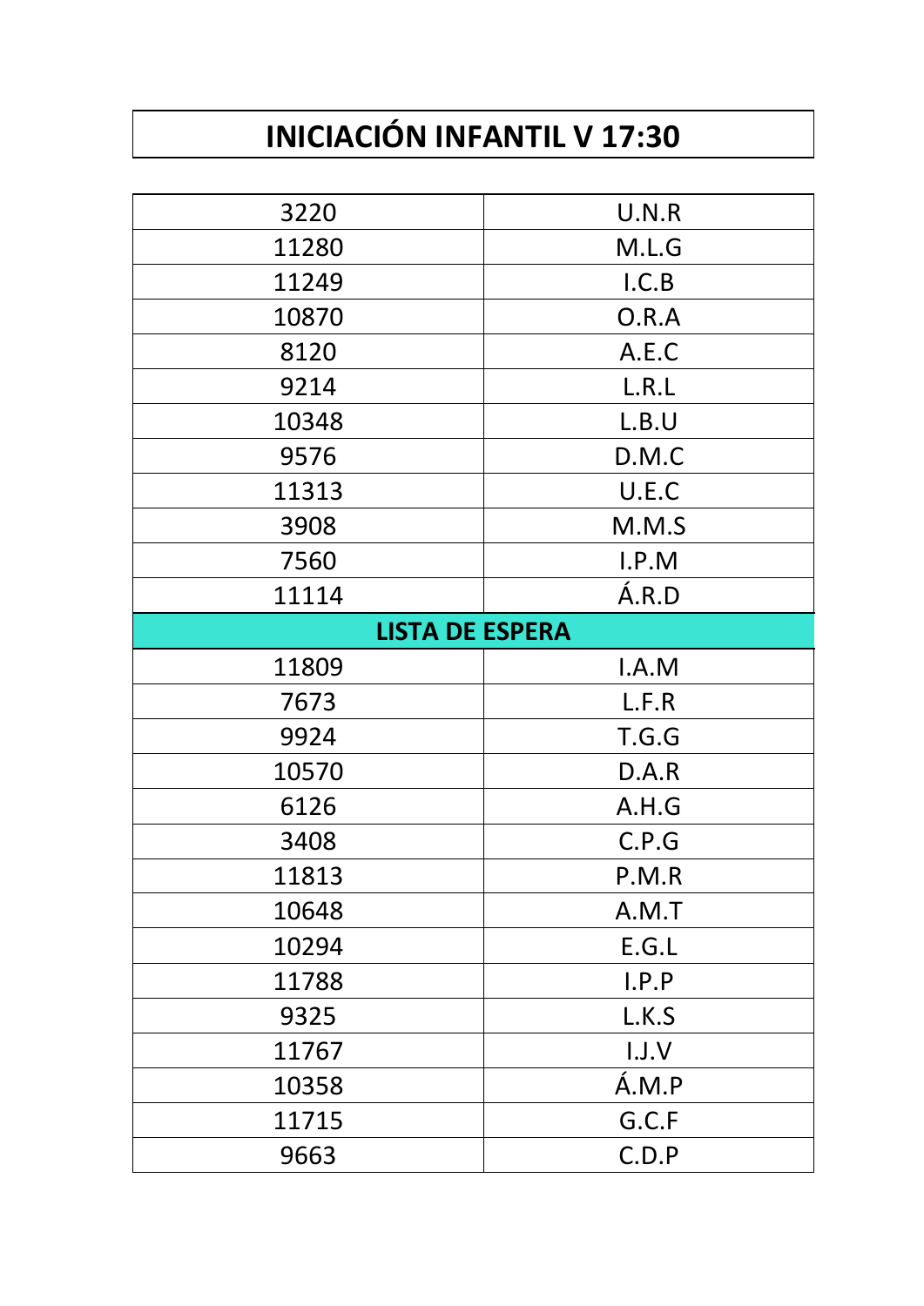# INICIACIÓN INFANTIL V 17:30

| | |
|---|---|
| 3220 | U.N.R |
| 11280 | M.L.G |
| 11249 | I.C.B |
| 10870 | O.R.A |
| 8120 | A.E.C |
| 9214 | L.R.L |
| 10348 | L.B.U |
| 9576 | D.M.C |
| 11313 | U.E.C |
| 3908 | M.M.S |
| 7560 | I.P.M |
| 11114 | Á.R.D |
| **LISTA DE ESPERA** | |
| 11809 | I.A.M |
| 7673 | L.F.R |
| 9924 | T.G.G |
| 10570 | D.A.R |
| 6126 | A.H.G |
| 3408 | C.P.G |
| 11813 | P.M.R |
| 10648 | A.M.T |
| 10294 | E.G.L |
| 11788 | I.P.P |
| 9325 | L.K.S |
| 11767 | I.J.V |
| 10358 | Á.M.P |
| 11715 | G.C.F |
| 9663 | C.D.P |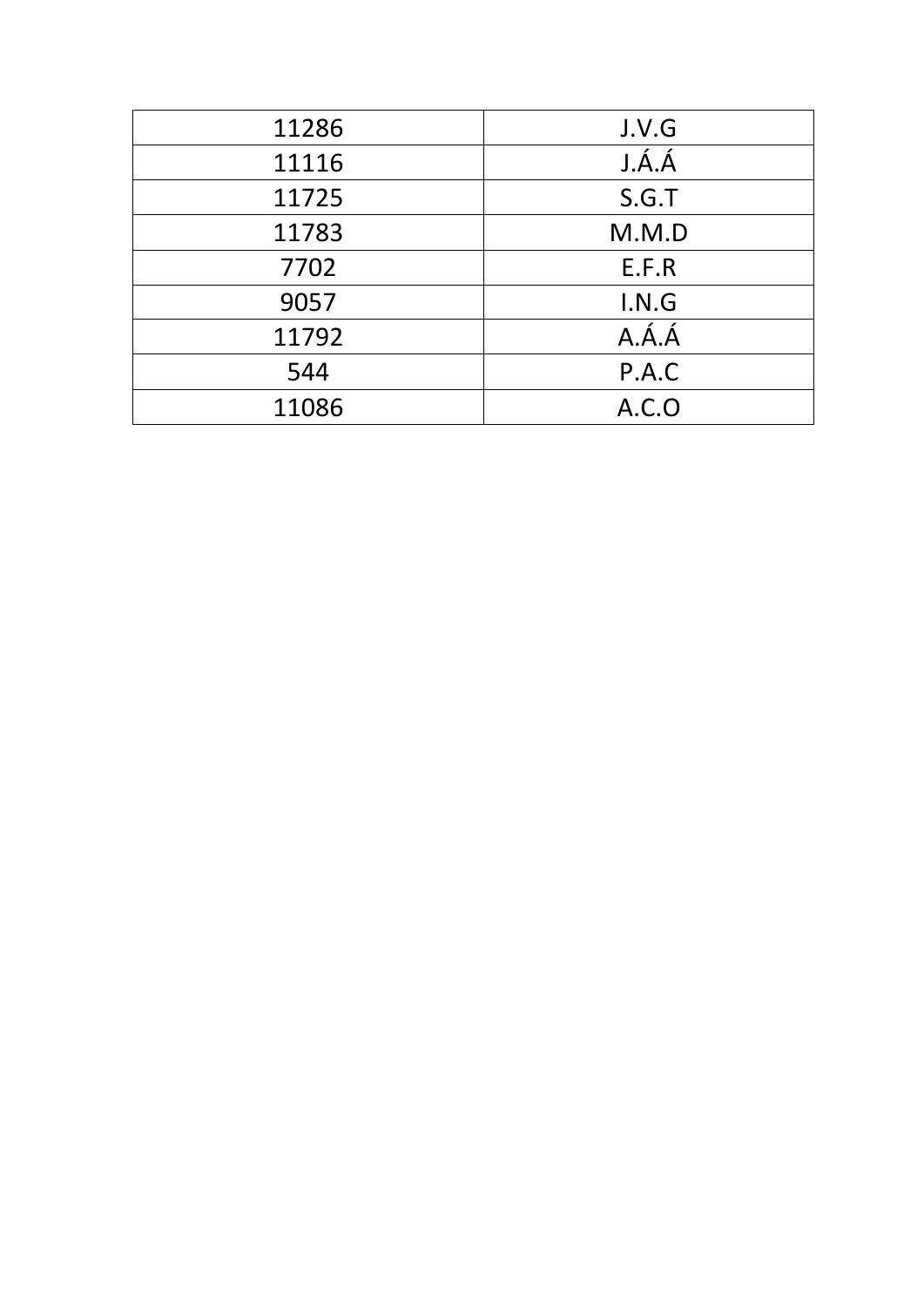| 11286 | J.V.G |
|---|---|
| 11116 | J.Á.Á |
| 11725 | S.G.T |
| 11783 | M.M.D |
| 7702 | E.F.R |
| 9057 | I.N.G |
| 11792 | A.Á.Á |
| 544 | P.A.C |
| 11086 | A.C.O |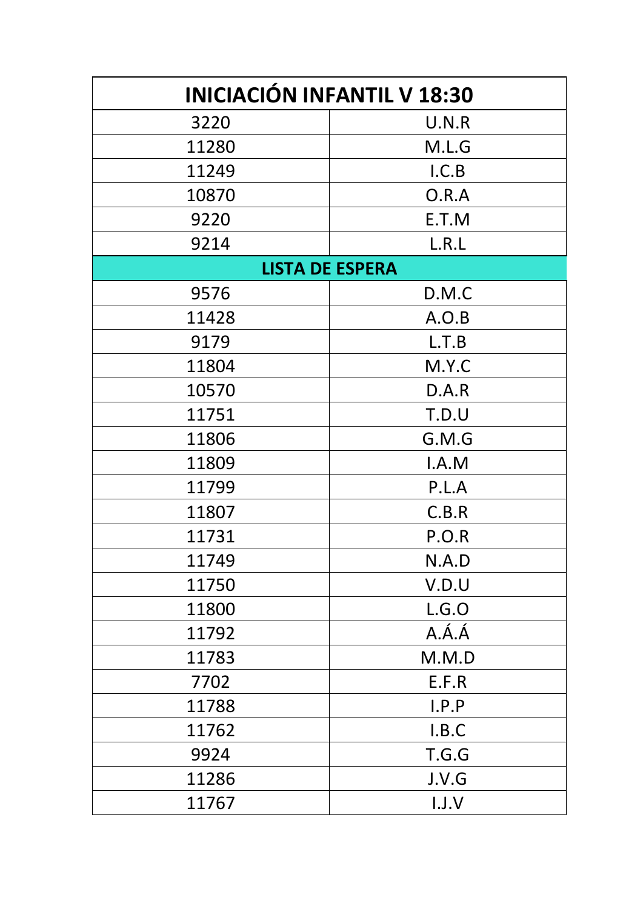| INICIACIÓN INFANTIL V 18:30 | |
|---|---|
| 3220 | U.N.R |
| 11280 | M.L.G |
| 11249 | I.C.B |
| 10870 | O.R.A |
| 9220 | E.T.M |
| 9214 | L.R.L |
| **LISTA DE ESPERA** | |
| 9576 | D.M.C |
| 11428 | A.O.B |
| 9179 | L.T.B |
| 11804 | M.Y.C |
| 10570 | D.A.R |
| 11751 | T.D.U |
| 11806 | G.M.G |
| 11809 | I.A.M |
| 11799 | P.L.A |
| 11807 | C.B.R |
| 11731 | P.O.R |
| 11749 | N.A.D |
| 11750 | V.D.U |
| 11800 | L.G.O |
| 11792 | A.Á.Á |
| 11783 | M.M.D |
| 7702 | E.F.R |
| 11788 | I.P.P |
| 11762 | I.B.C |
| 9924 | T.G.G |
| 11286 | J.V.G |
| 11767 | I.J.V |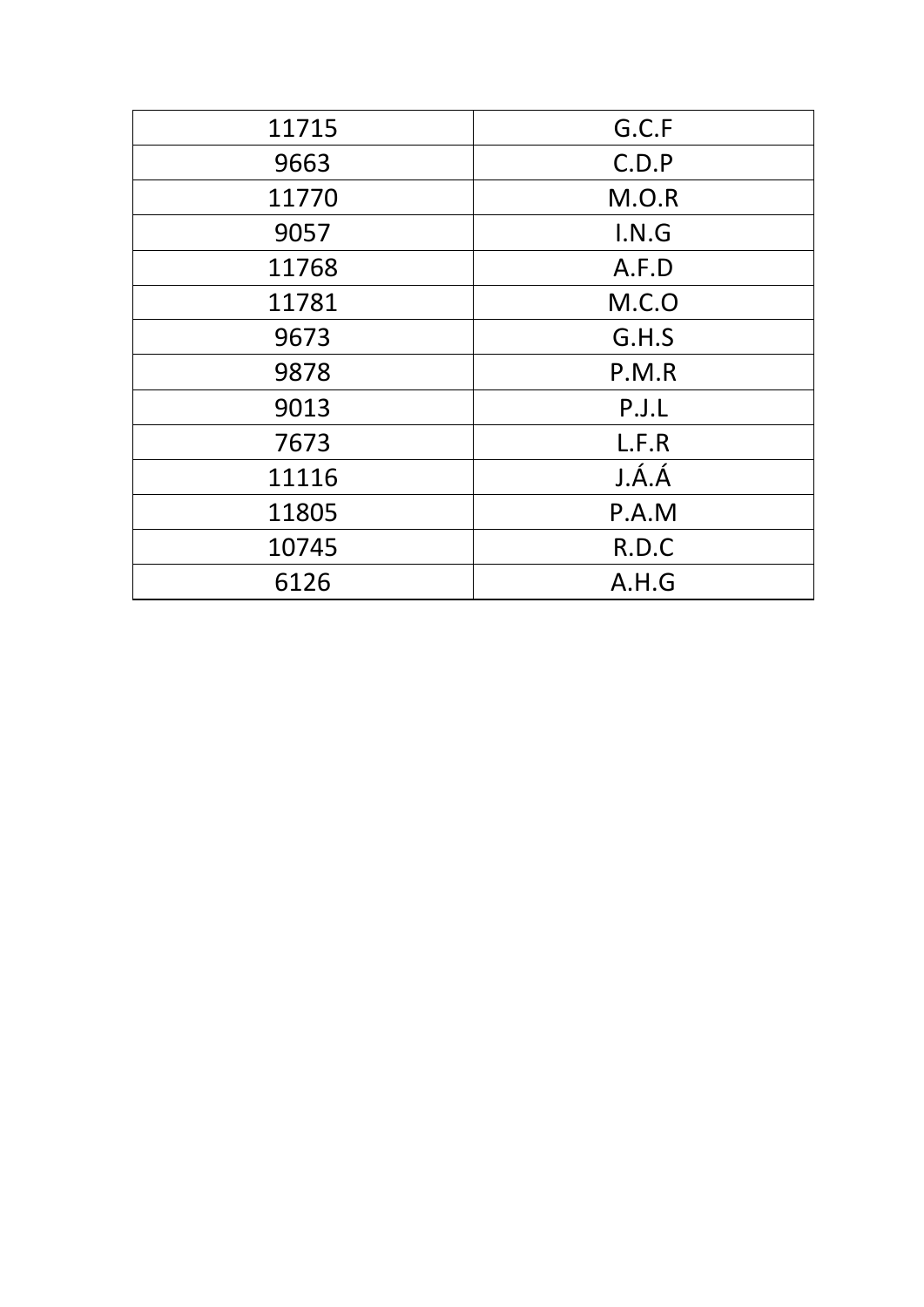| | |
|---|---|
| 11715 | G.C.F |
| 9663 | C.D.P |
| 11770 | M.O.R |
| 9057 | I.N.G |
| 11768 | A.F.D |
| 11781 | M.C.O |
| 9673 | G.H.S |
| 9878 | P.M.R |
| 9013 | P.J.L |
| 7673 | L.F.R |
| 11116 | J.Á.Á |
| 11805 | P.A.M |
| 10745 | R.D.C |
| 6126 | A.H.G |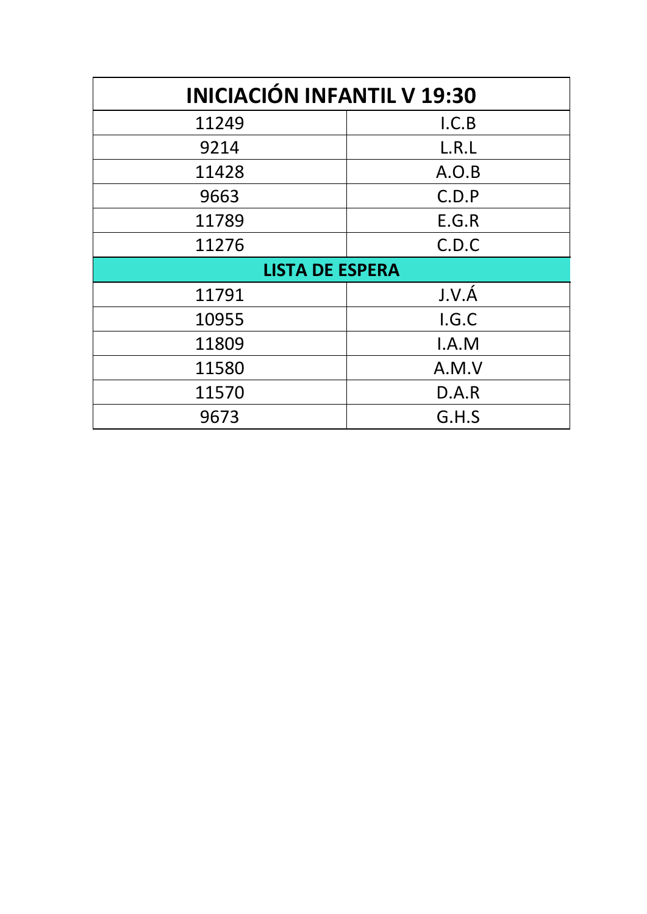| INICIACIÓN INFANTIL V 19:30 | |
|---|---|
| 11249 | I.C.B |
| 9214 | L.R.L |
| 11428 | A.O.B |
| 9663 | C.D.P |
| 11789 | E.G.R |
| 11276 | C.D.C |
| **LISTA DE ESPERA** | |
| 11791 | J.V.Á |
| 10955 | I.G.C |
| 11809 | I.A.M |
| 11580 | A.M.V |
| 11570 | D.A.R |
| 9673 | G.H.S |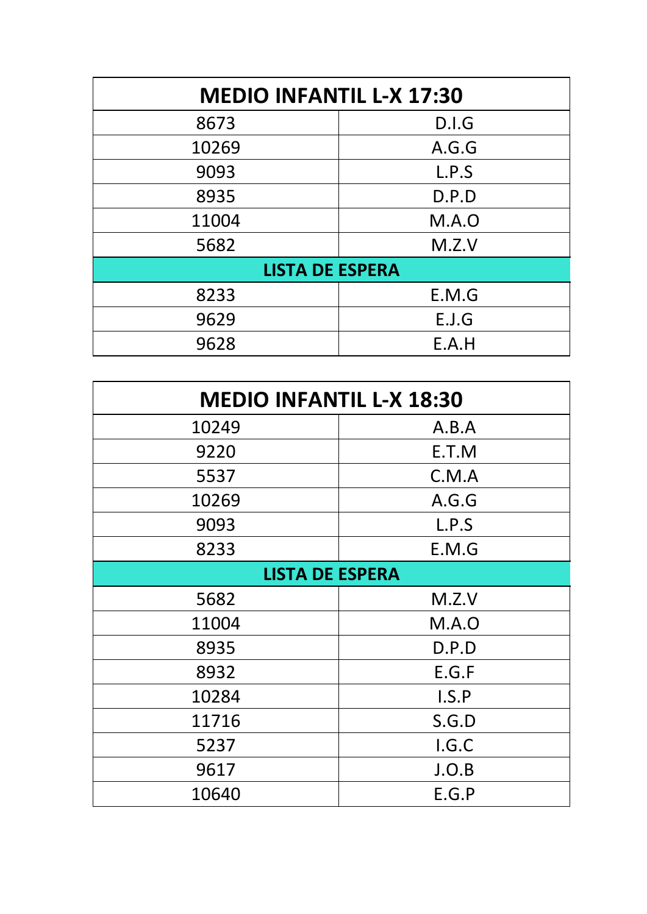| MEDIO INFANTIL L-X 17:30 | |
| --- | --- |
| 8673 | D.I.G |
| 10269 | A.G.G |
| 9093 | L.P.S |
| 8935 | D.P.D |
| 11004 | M.A.O |
| 5682 | M.Z.V |
| **LISTA DE ESPERA** | |
| 8233 | E.M.G |
| 9629 | E.J.G |
| 9628 | E.A.H |

| MEDIO INFANTIL L-X 18:30 | |
| --- | --- |
| 10249 | A.B.A |
| 9220 | E.T.M |
| 5537 | C.M.A |
| 10269 | A.G.G |
| 9093 | L.P.S |
| 8233 | E.M.G |
| **LISTA DE ESPERA** | |
| 5682 | M.Z.V |
| 11004 | M.A.O |
| 8935 | D.P.D |
| 8932 | E.G.F |
| 10284 | I.S.P |
| 11716 | S.G.D |
| 5237 | I.G.C |
| 9617 | J.O.B |
| 10640 | E.G.P |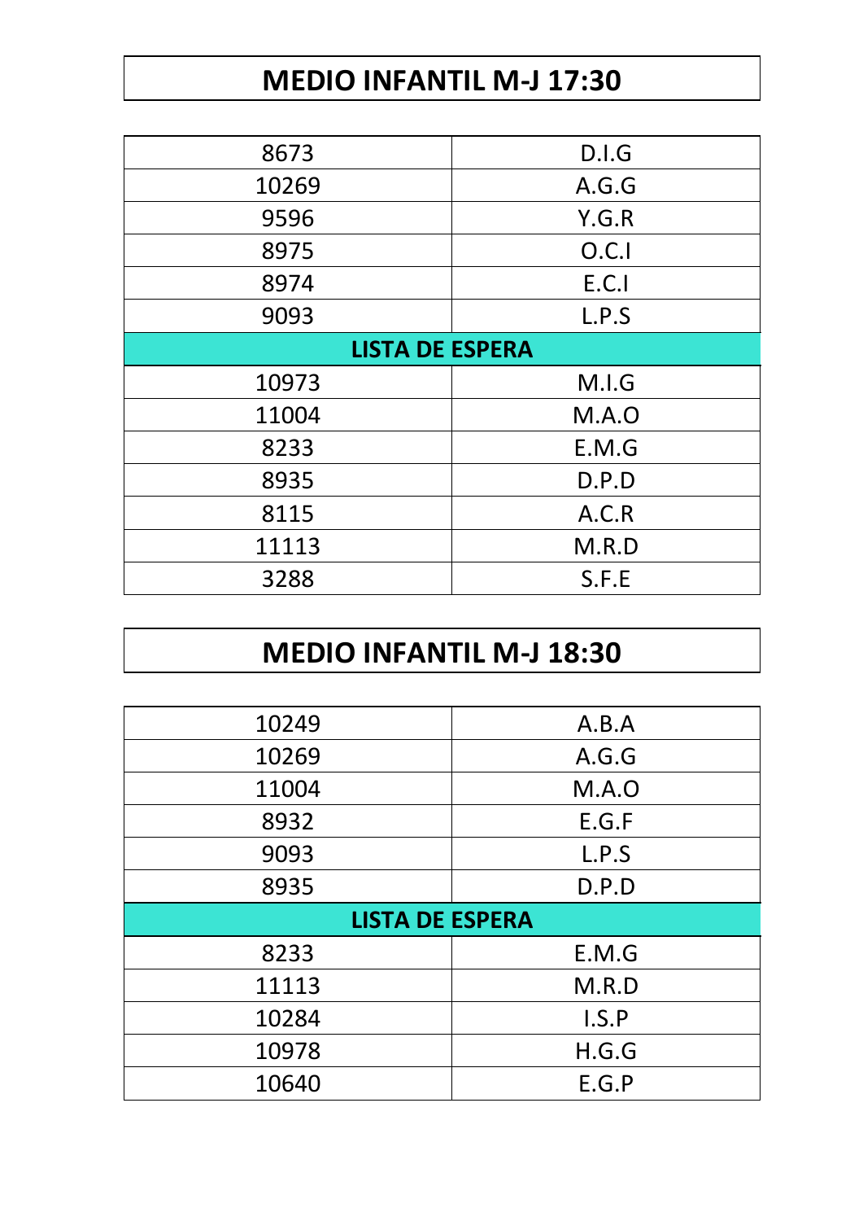# MEDIO INFANTIL M-J 17:30

| | |
|---|---|
| 8673 | D.I.G |
| 10269 | A.G.G |
| 9596 | Y.G.R |
| 8975 | O.C.I |
| 8974 | E.C.I |
| 9093 | L.P.S |
| **LISTA DE ESPERA** | |
| 10973 | M.I.G |
| 11004 | M.A.O |
| 8233 | E.M.G |
| 8935 | D.P.D |
| 8115 | A.C.R |
| 11113 | M.R.D |
| 3288 | S.F.E |

# MEDIO INFANTIL M-J 18:30

| | |
|---|---|
| 10249 | A.B.A |
| 10269 | A.G.G |
| 11004 | M.A.O |
| 8932 | E.G.F |
| 9093 | L.P.S |
| 8935 | D.P.D |
| **LISTA DE ESPERA** | |
| 8233 | E.M.G |
| 11113 | M.R.D |
| 10284 | I.S.P |
| 10978 | H.G.G |
| 10640 | E.G.P |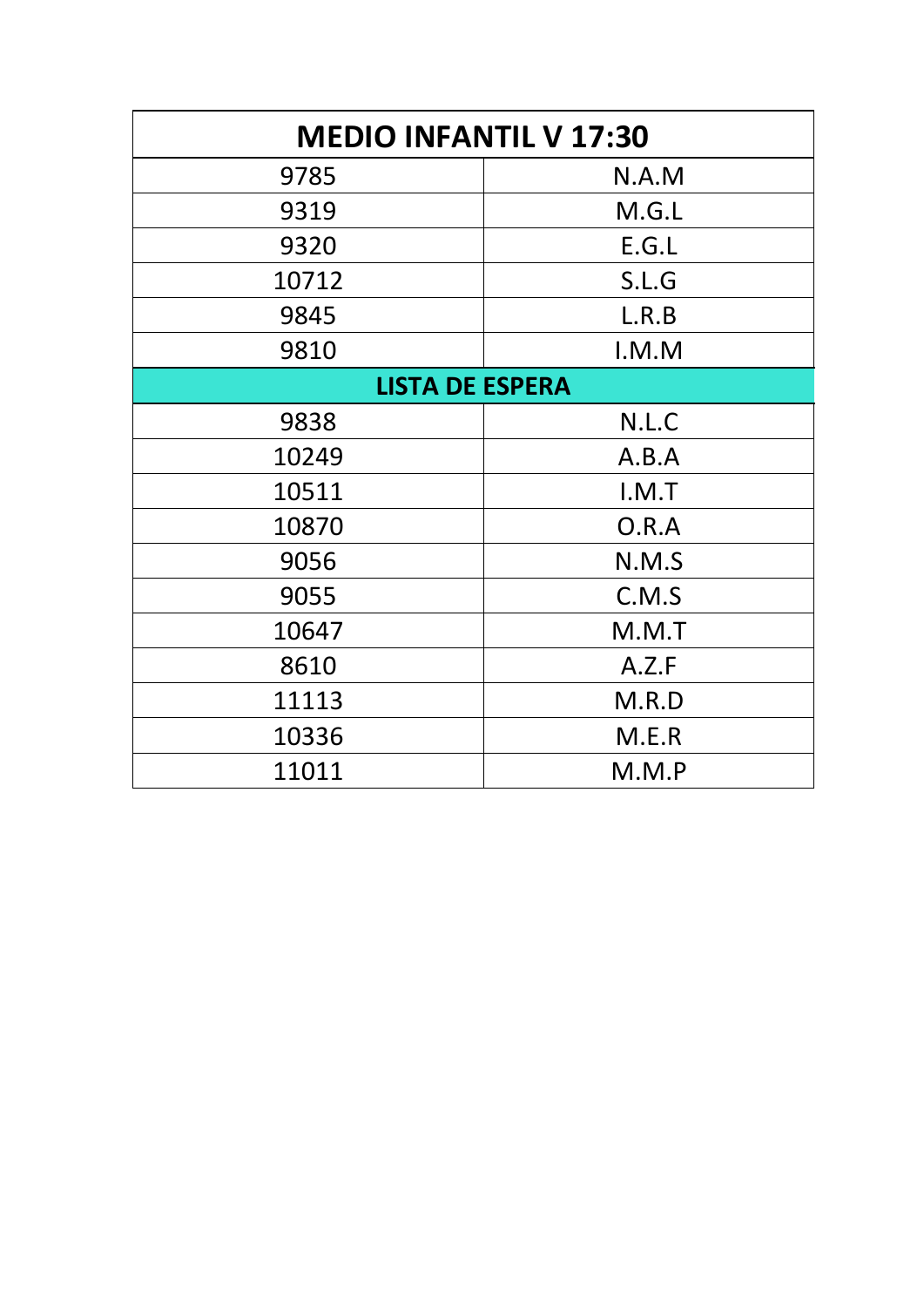| MEDIO INFANTIL V 17:30 | |
|---|---|
| 9785 | N.A.M |
| 9319 | M.G.L |
| 9320 | E.G.L |
| 10712 | S.L.G |
| 9845 | L.R.B |
| 9810 | I.M.M |
| **LISTA DE ESPERA** | |
| 9838 | N.L.C |
| 10249 | A.B.A |
| 10511 | I.M.T |
| 10870 | O.R.A |
| 9056 | N.M.S |
| 9055 | C.M.S |
| 10647 | M.M.T |
| 8610 | A.Z.F |
| 11113 | M.R.D |
| 10336 | M.E.R |
| 11011 | M.M.P |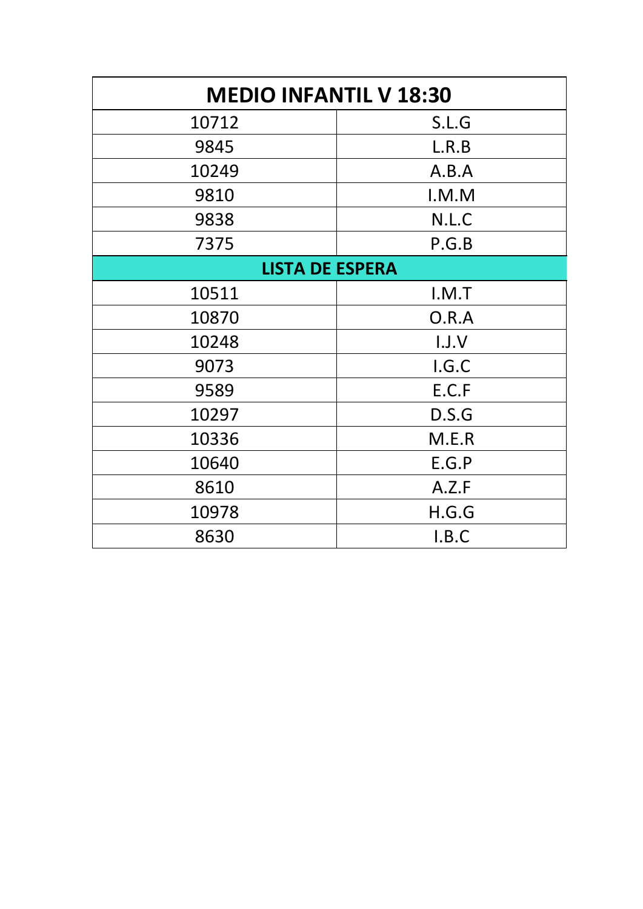| MEDIO INFANTIL V 18:30 | |
|---|---|
| 10712 | S.L.G |
| 9845 | L.R.B |
| 10249 | A.B.A |
| 9810 | I.M.M |
| 9838 | N.L.C |
| 7375 | P.G.B |
| **LISTA DE ESPERA** | |
| 10511 | I.M.T |
| 10870 | O.R.A |
| 10248 | I.J.V |
| 9073 | I.G.C |
| 9589 | E.C.F |
| 10297 | D.S.G |
| 10336 | M.E.R |
| 10640 | E.G.P |
| 8610 | A.Z.F |
| 10978 | H.G.G |
| 8630 | I.B.C |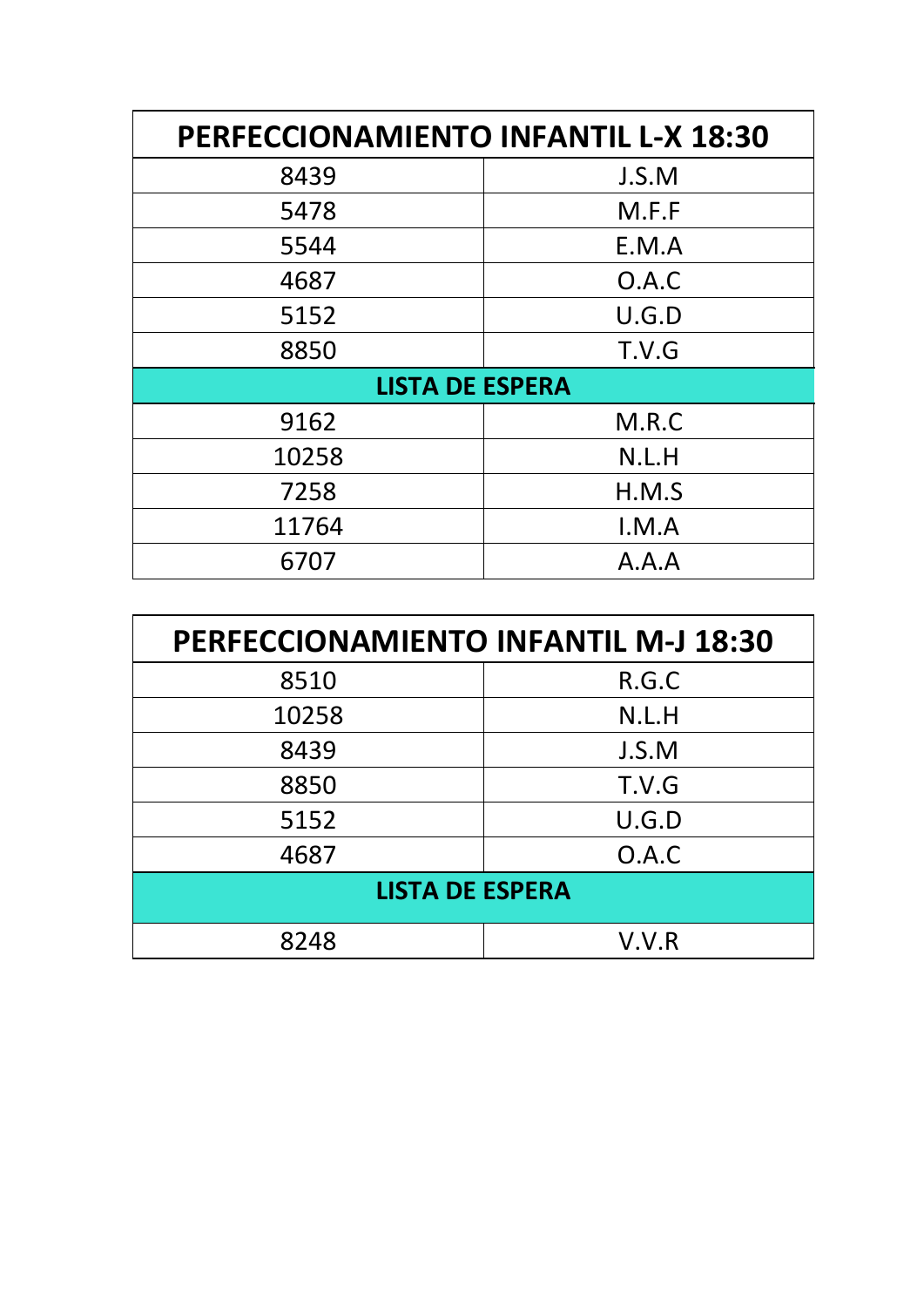| PERFECCIONAMIENTO INFANTIL L-X 18:30 | |
|---|---|
| 8439 | J.S.M |
| 5478 | M.F.F |
| 5544 | E.M.A |
| 4687 | O.A.C |
| 5152 | U.G.D |
| 8850 | T.V.G |
| **LISTA DE ESPERA** | |
| 9162 | M.R.C |
| 10258 | N.L.H |
| 7258 | H.M.S |
| 11764 | I.M.A |
| 6707 | A.A.A |

| PERFECCIONAMIENTO INFANTIL M-J 18:30 | |
|---|---|
| 8510 | R.G.C |
| 10258 | N.L.H |
| 8439 | J.S.M |
| 8850 | T.V.G |
| 5152 | U.G.D |
| 4687 | O.A.C |
| **LISTA DE ESPERA** | |
| 8248 | V.V.R |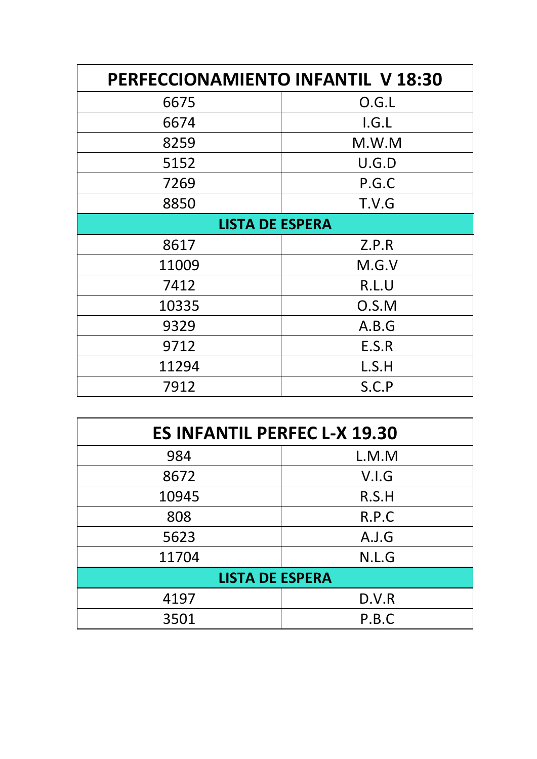| PERFECCIONAMIENTO INFANTIL V 18:30 | |
|---|---|
| 6675 | O.G.L |
| 6674 | I.G.L |
| 8259 | M.W.M |
| 5152 | U.G.D |
| 7269 | P.G.C |
| 8850 | T.V.G |
| **LISTA DE ESPERA** | |
| 8617 | Z.P.R |
| 11009 | M.G.V |
| 7412 | R.L.U |
| 10335 | O.S.M |
| 9329 | A.B.G |
| 9712 | E.S.R |
| 11294 | L.S.H |
| 7912 | S.C.P |

| ES INFANTIL PERFEC L-X 19.30 | |
|---|---|
| 984 | L.M.M |
| 8672 | V.I.G |
| 10945 | R.S.H |
| 808 | R.P.C |
| 5623 | A.J.G |
| 11704 | N.L.G |
| **LISTA DE ESPERA** | |
| 4197 | D.V.R |
| 3501 | P.B.C |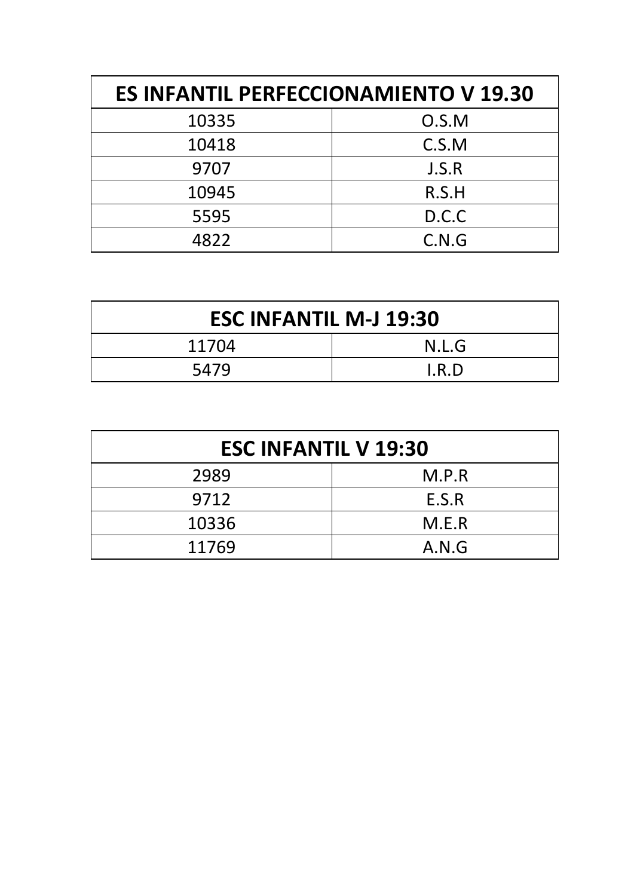| ES INFANTIL PERFECCIONAMIENTO V 19.30 | |
|---|---|
| 10335 | O.S.M |
| 10418 | C.S.M |
| 9707 | J.S.R |
| 10945 | R.S.H |
| 5595 | D.C.C |
| 4822 | C.N.G |

| ESC INFANTIL M-J 19:30 | |
|---|---|
| 11704 | N.L.G |
| 5479 | I.R.D |

| ESC INFANTIL V 19:30 | |
|---|---|
| 2989 | M.P.R |
| 9712 | E.S.R |
| 10336 | M.E.R |
| 11769 | A.N.G |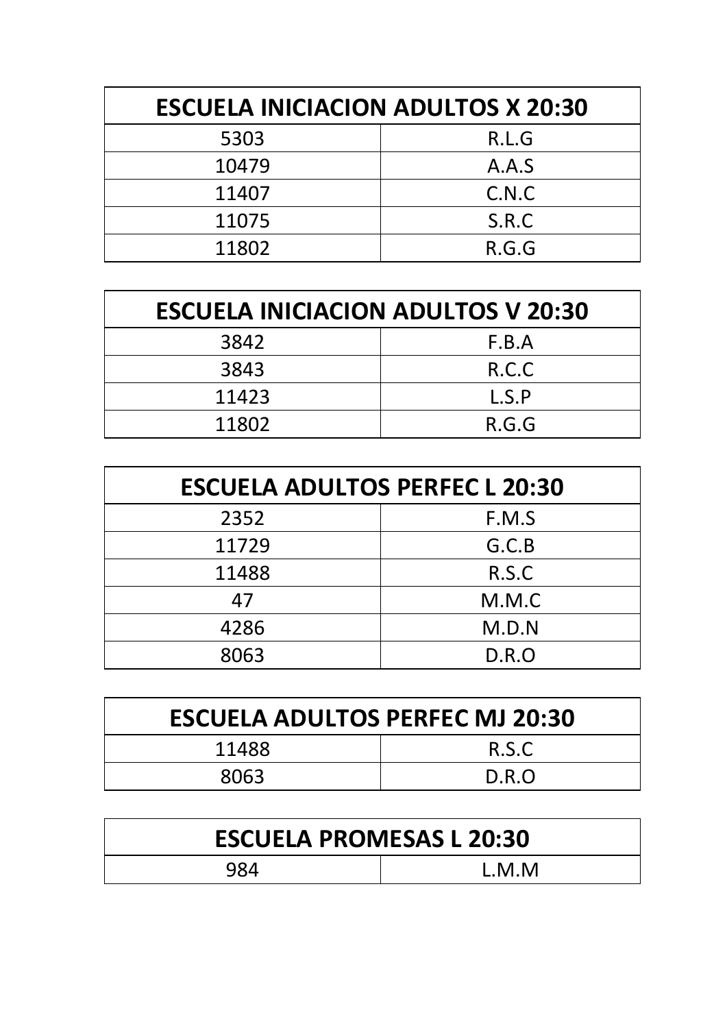| ESCUELA INICIACION ADULTOS X 20:30 | |
|---|---|
| 5303 | R.L.G |
| 10479 | A.A.S |
| 11407 | C.N.C |
| 11075 | S.R.C |
| 11802 | R.G.G |

| ESCUELA INICIACION ADULTOS V 20:30 | |
|---|---|
| 3842 | F.B.A |
| 3843 | R.C.C |
| 11423 | L.S.P |
| 11802 | R.G.G |

| ESCUELA ADULTOS PERFEC L 20:30 | |
|---|---|
| 2352 | F.M.S |
| 11729 | G.C.B |
| 11488 | R.S.C |
| 47 | M.M.C |
| 4286 | M.D.N |
| 8063 | D.R.O |

| ESCUELA ADULTOS PERFEC MJ 20:30 | |
|---|---|
| 11488 | R.S.C |
| 8063 | D.R.O |

| ESCUELA PROMESAS L 20:30 | |
|---|---|
| 984 | L.M.M |